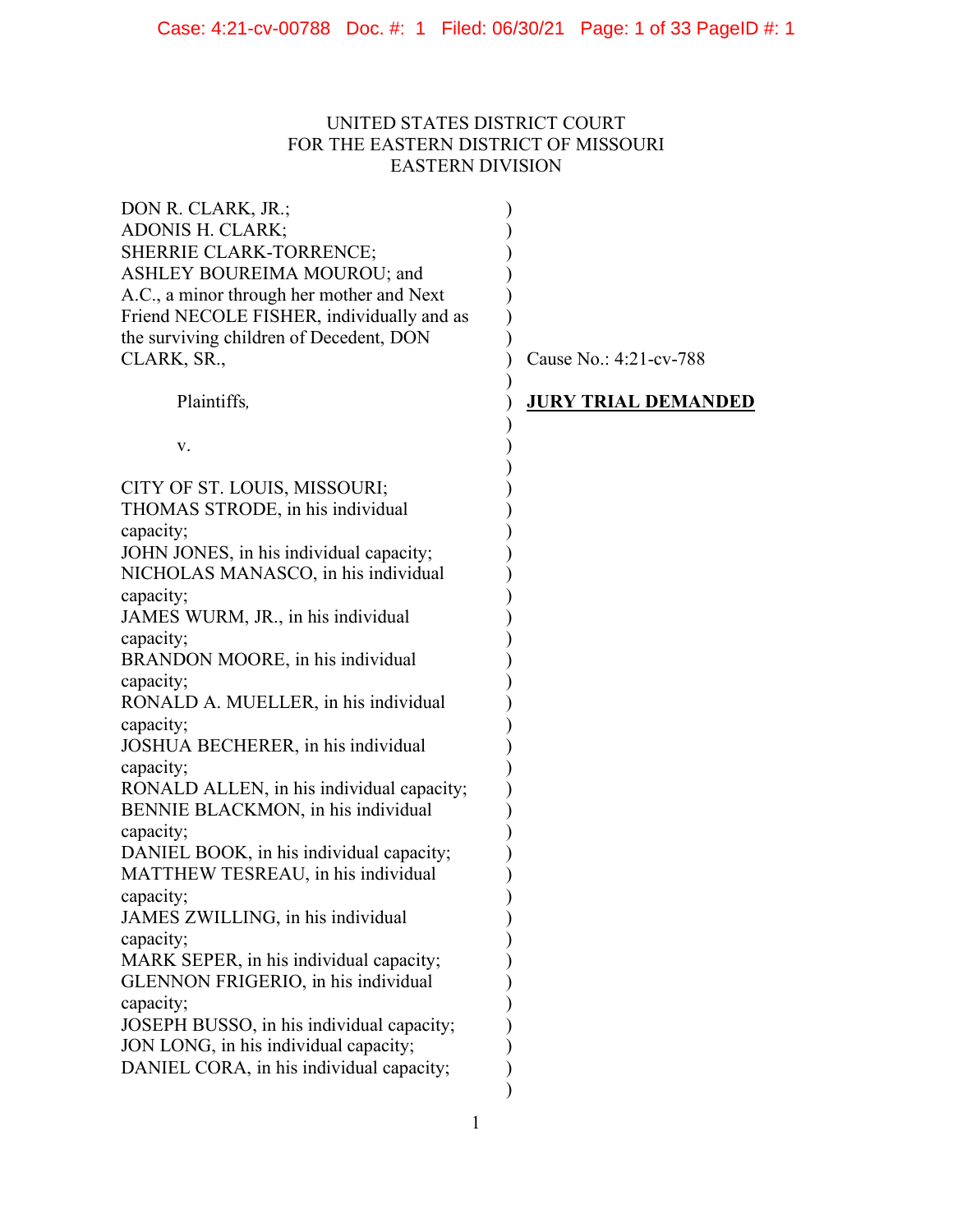UNITED STATES DISTRICT COURT
FOR THE EASTERN DISTRICT OF MISSOURI
EASTERN DIVISION

DON R. CLARK, JR.;
ADONIS H. CLARK;
SHERRIE CLARK-TORRENCE;
ASHLEY BOUREIMA MOUROU; and
A.C., a minor through her mother and Next Friend NECOLE FISHER, individually and as the surviving children of Decedent, DON CLARK, SR.,

Plaintiffs,

v.

CITY OF ST. LOUIS, MISSOURI;
THOMAS STRODE, in his individual capacity;
JOHN JONES, in his individual capacity;
NICHOLAS MANASCO, in his individual capacity;
JAMES WURM, JR., in his individual capacity;
BRANDON MOORE, in his individual capacity;
RONALD A. MUELLER, in his individual capacity;
JOSHUA BECHERER, in his individual capacity;
RONALD ALLEN, in his individual capacity;
BENNIE BLACKMON, in his individual capacity;
DANIEL BOOK, in his individual capacity;
MATTHEW TESREAU, in his individual capacity;
JAMES ZWILLING, in his individual capacity;
MARK SEPER, in his individual capacity;
GLENNON FRIGERIO, in his individual capacity;
JOSEPH BUSSO, in his individual capacity;
JON LONG, in his individual capacity;
DANIEL CORA, in his individual capacity;

Cause No.: 4:21-cv-788

**JURY TRIAL DEMANDED**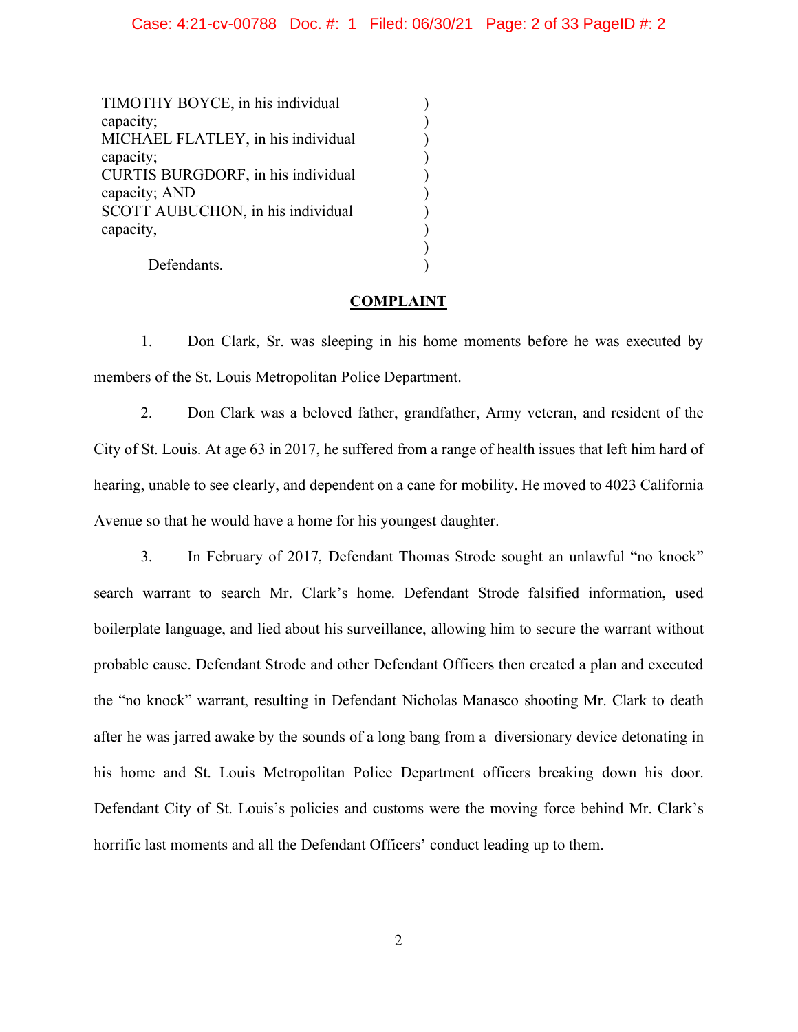TIMOTHY BOYCE, in his individual capacity;
MICHAEL FLATLEY, in his individual capacity;
CURTIS BURGDORF, in his individual capacity; AND
SCOTT AUBUCHON, in his individual capacity,

Defendants.

## COMPLAINT

1. Don Clark, Sr. was sleeping in his home moments before he was executed by members of the St. Louis Metropolitan Police Department.

2. Don Clark was a beloved father, grandfather, Army veteran, and resident of the City of St. Louis. At age 63 in 2017, he suffered from a range of health issues that left him hard of hearing, unable to see clearly, and dependent on a cane for mobility. He moved to 4023 California Avenue so that he would have a home for his youngest daughter.

3. In February of 2017, Defendant Thomas Strode sought an unlawful "no knock" search warrant to search Mr. Clark's home. Defendant Strode falsified information, used boilerplate language, and lied about his surveillance, allowing him to secure the warrant without probable cause. Defendant Strode and other Defendant Officers then created a plan and executed the "no knock" warrant, resulting in Defendant Nicholas Manasco shooting Mr. Clark to death after he was jarred awake by the sounds of a long bang from a diversionary device detonating in his home and St. Louis Metropolitan Police Department officers breaking down his door. Defendant City of St. Louis's policies and customs were the moving force behind Mr. Clark's horrific last moments and all the Defendant Officers' conduct leading up to them.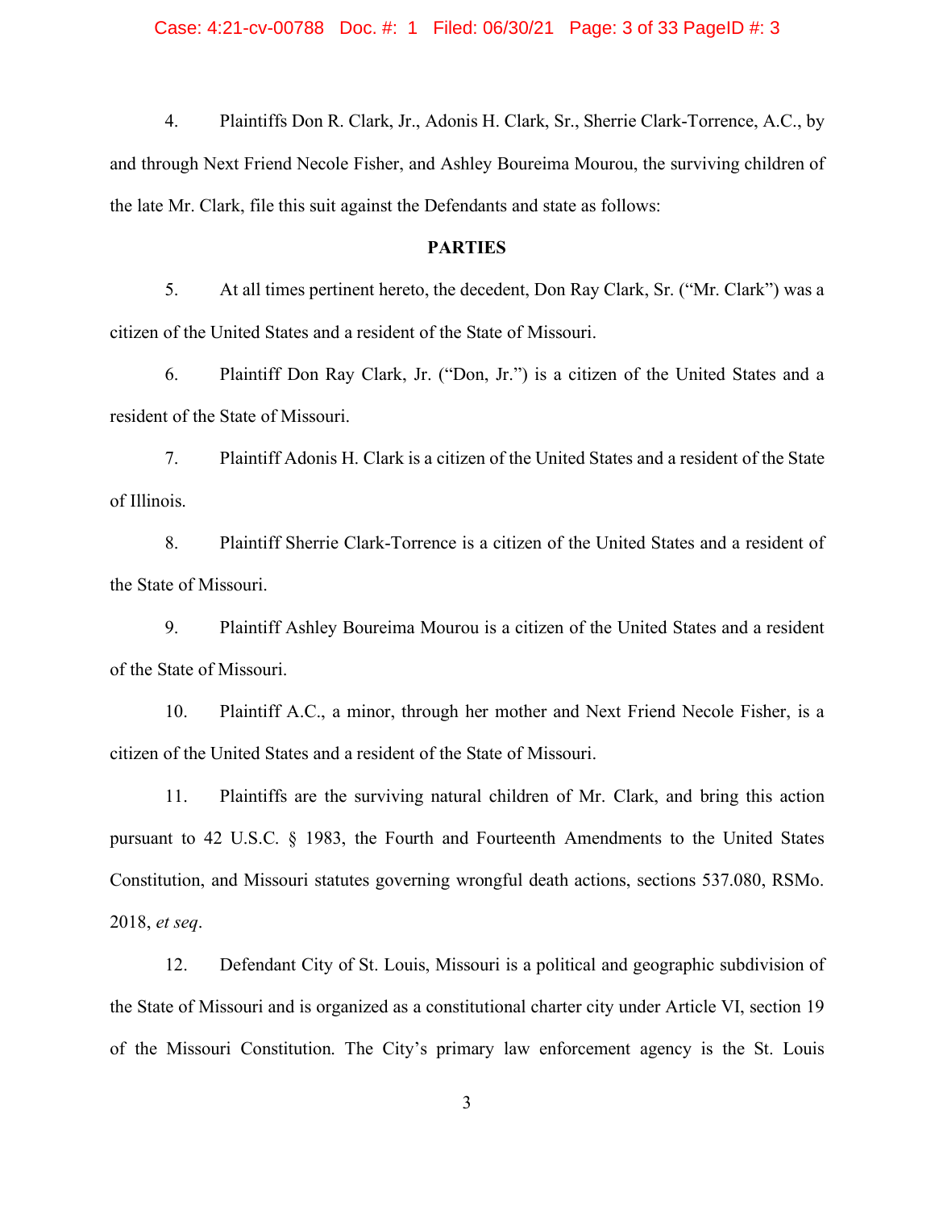4. Plaintiffs Don R. Clark, Jr., Adonis H. Clark, Sr., Sherrie Clark-Torrence, A.C., by and through Next Friend Necole Fisher, and Ashley Boureima Mourou, the surviving children of the late Mr. Clark, file this suit against the Defendants and state as follows:

**PARTIES**

5. At all times pertinent hereto, the decedent, Don Ray Clark, Sr. ("Mr. Clark") was a citizen of the United States and a resident of the State of Missouri.

6. Plaintiff Don Ray Clark, Jr. ("Don, Jr.") is a citizen of the United States and a resident of the State of Missouri.

7. Plaintiff Adonis H. Clark is a citizen of the United States and a resident of the State of Illinois.

8. Plaintiff Sherrie Clark-Torrence is a citizen of the United States and a resident of the State of Missouri.

9. Plaintiff Ashley Boureima Mourou is a citizen of the United States and a resident of the State of Missouri.

10. Plaintiff A.C., a minor, through her mother and Next Friend Necole Fisher, is a citizen of the United States and a resident of the State of Missouri.

11. Plaintiffs are the surviving natural children of Mr. Clark, and bring this action pursuant to 42 U.S.C. § 1983, the Fourth and Fourteenth Amendments to the United States Constitution, and Missouri statutes governing wrongful death actions, sections 537.080, RSMo. 2018, *et seq*.

12. Defendant City of St. Louis, Missouri is a political and geographic subdivision of the State of Missouri and is organized as a constitutional charter city under Article VI, section 19 of the Missouri Constitution. The City's primary law enforcement agency is the St. Louis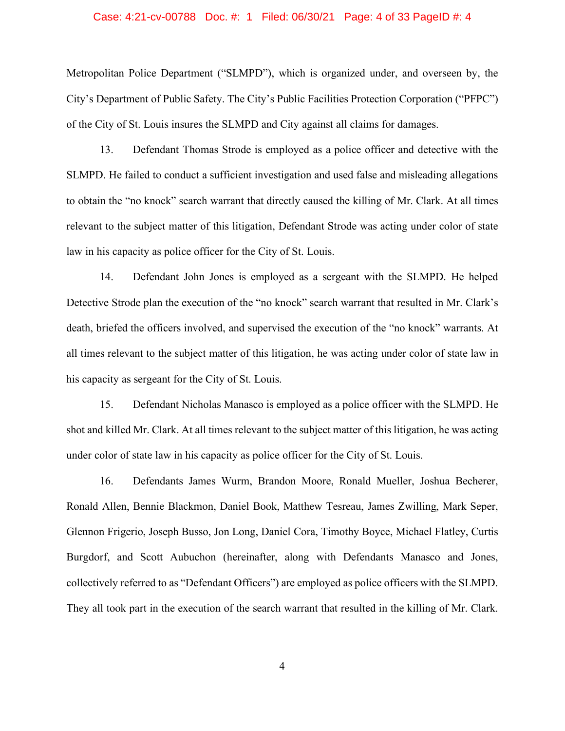Metropolitan Police Department ("SLMPD"), which is organized under, and overseen by, the City's Department of Public Safety. The City's Public Facilities Protection Corporation ("PFPC") of the City of St. Louis insures the SLMPD and City against all claims for damages.

13. Defendant Thomas Strode is employed as a police officer and detective with the SLMPD. He failed to conduct a sufficient investigation and used false and misleading allegations to obtain the "no knock" search warrant that directly caused the killing of Mr. Clark. At all times relevant to the subject matter of this litigation, Defendant Strode was acting under color of state law in his capacity as police officer for the City of St. Louis.

14. Defendant John Jones is employed as a sergeant with the SLMPD. He helped Detective Strode plan the execution of the "no knock" search warrant that resulted in Mr. Clark's death, briefed the officers involved, and supervised the execution of the "no knock" warrants. At all times relevant to the subject matter of this litigation, he was acting under color of state law in his capacity as sergeant for the City of St. Louis.

15. Defendant Nicholas Manasco is employed as a police officer with the SLMPD. He shot and killed Mr. Clark. At all times relevant to the subject matter of this litigation, he was acting under color of state law in his capacity as police officer for the City of St. Louis.

16. Defendants James Wurm, Brandon Moore, Ronald Mueller, Joshua Becherer, Ronald Allen, Bennie Blackmon, Daniel Book, Matthew Tesreau, James Zwilling, Mark Seper, Glennon Frigerio, Joseph Busso, Jon Long, Daniel Cora, Timothy Boyce, Michael Flatley, Curtis Burgdorf, and Scott Aubuchon (hereinafter, along with Defendants Manasco and Jones, collectively referred to as "Defendant Officers") are employed as police officers with the SLMPD. They all took part in the execution of the search warrant that resulted in the killing of Mr. Clark.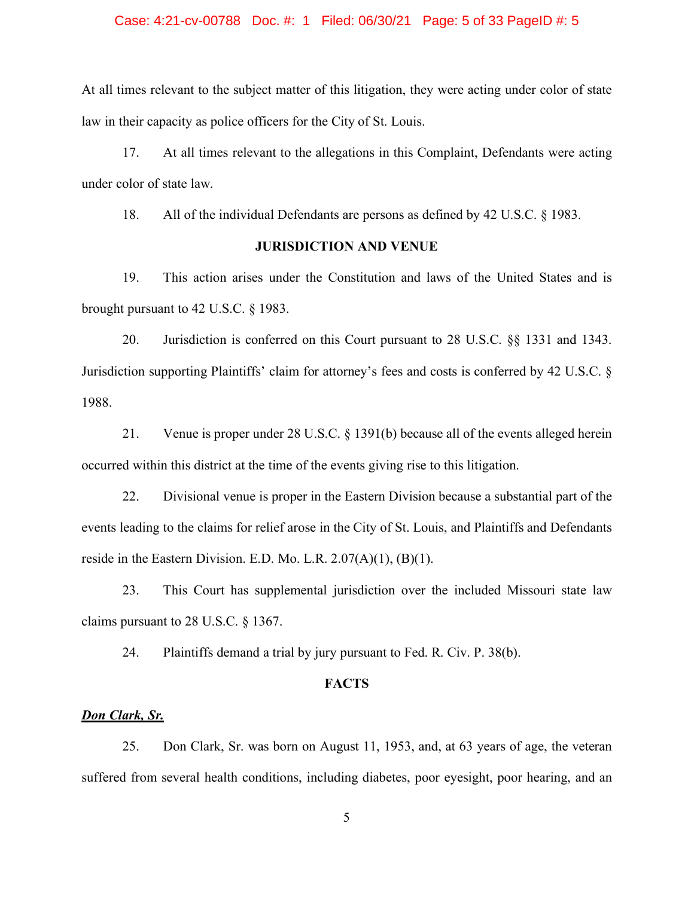At all times relevant to the subject matter of this litigation, they were acting under color of state law in their capacity as police officers for the City of St. Louis.

17. At all times relevant to the allegations in this Complaint, Defendants were acting under color of state law.

18. All of the individual Defendants are persons as defined by 42 U.S.C. § 1983.

## JURISDICTION AND VENUE

19. This action arises under the Constitution and laws of the United States and is brought pursuant to 42 U.S.C. § 1983.

20. Jurisdiction is conferred on this Court pursuant to 28 U.S.C. §§ 1331 and 1343. Jurisdiction supporting Plaintiffs' claim for attorney's fees and costs is conferred by 42 U.S.C. § 1988.

21. Venue is proper under 28 U.S.C. § 1391(b) because all of the events alleged herein occurred within this district at the time of the events giving rise to this litigation.

22. Divisional venue is proper in the Eastern Division because a substantial part of the events leading to the claims for relief arose in the City of St. Louis, and Plaintiffs and Defendants reside in the Eastern Division. E.D. Mo. L.R. 2.07(A)(1), (B)(1).

23. This Court has supplemental jurisdiction over the included Missouri state law claims pursuant to 28 U.S.C. § 1367.

24. Plaintiffs demand a trial by jury pursuant to Fed. R. Civ. P. 38(b).

## FACTS

***Don Clark, Sr.***

25. Don Clark, Sr. was born on August 11, 1953, and, at 63 years of age, the veteran suffered from several health conditions, including diabetes, poor eyesight, poor hearing, and an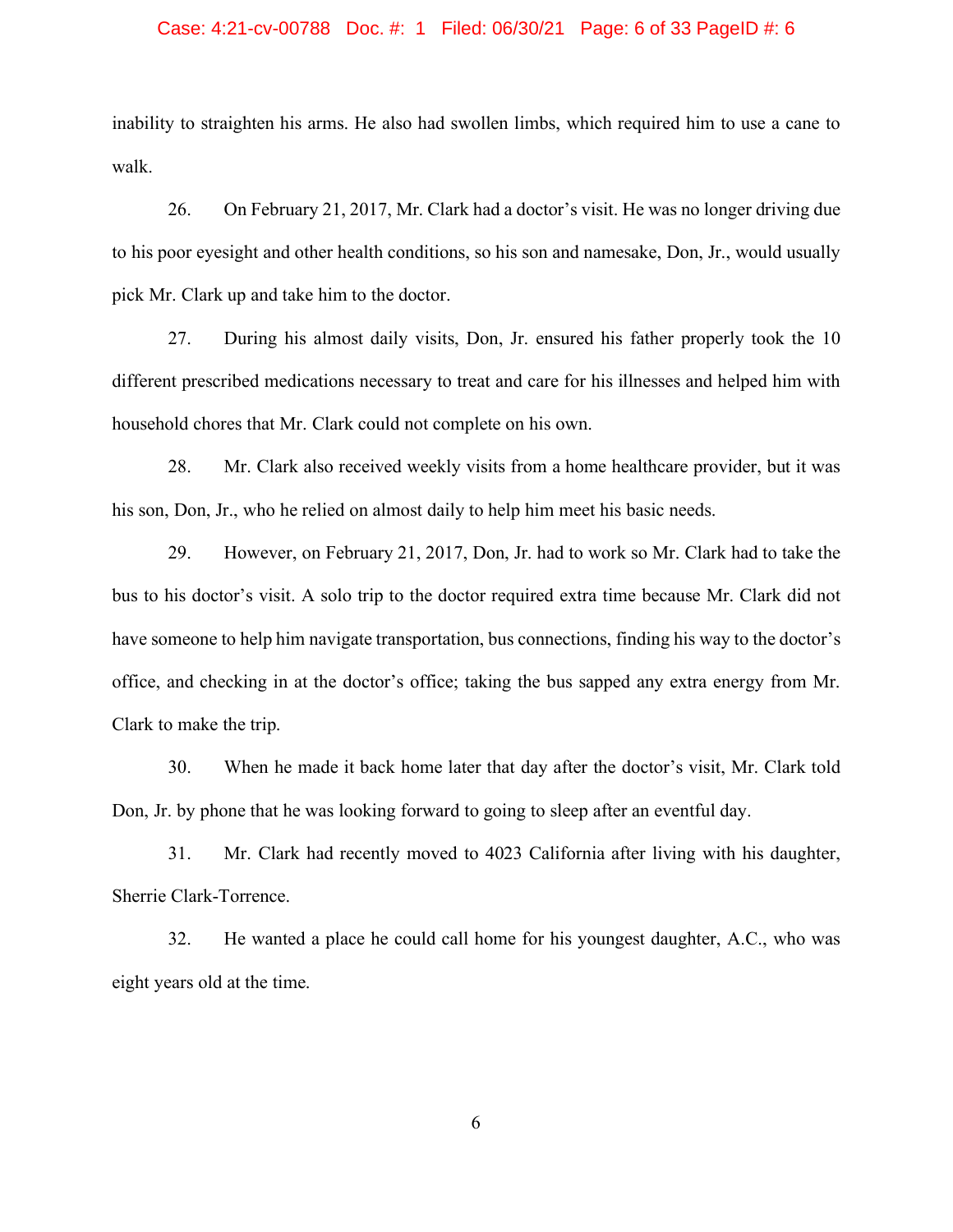inability to straighten his arms. He also had swollen limbs, which required him to use a cane to walk.

26. On February 21, 2017, Mr. Clark had a doctor's visit. He was no longer driving due to his poor eyesight and other health conditions, so his son and namesake, Don, Jr., would usually pick Mr. Clark up and take him to the doctor.

27. During his almost daily visits, Don, Jr. ensured his father properly took the 10 different prescribed medications necessary to treat and care for his illnesses and helped him with household chores that Mr. Clark could not complete on his own.

28. Mr. Clark also received weekly visits from a home healthcare provider, but it was his son, Don, Jr., who he relied on almost daily to help him meet his basic needs.

29. However, on February 21, 2017, Don, Jr. had to work so Mr. Clark had to take the bus to his doctor's visit. A solo trip to the doctor required extra time because Mr. Clark did not have someone to help him navigate transportation, bus connections, finding his way to the doctor's office, and checking in at the doctor's office; taking the bus sapped any extra energy from Mr. Clark to make the trip.

30. When he made it back home later that day after the doctor's visit, Mr. Clark told Don, Jr. by phone that he was looking forward to going to sleep after an eventful day.

31. Mr. Clark had recently moved to 4023 California after living with his daughter, Sherrie Clark-Torrence.

32. He wanted a place he could call home for his youngest daughter, A.C., who was eight years old at the time.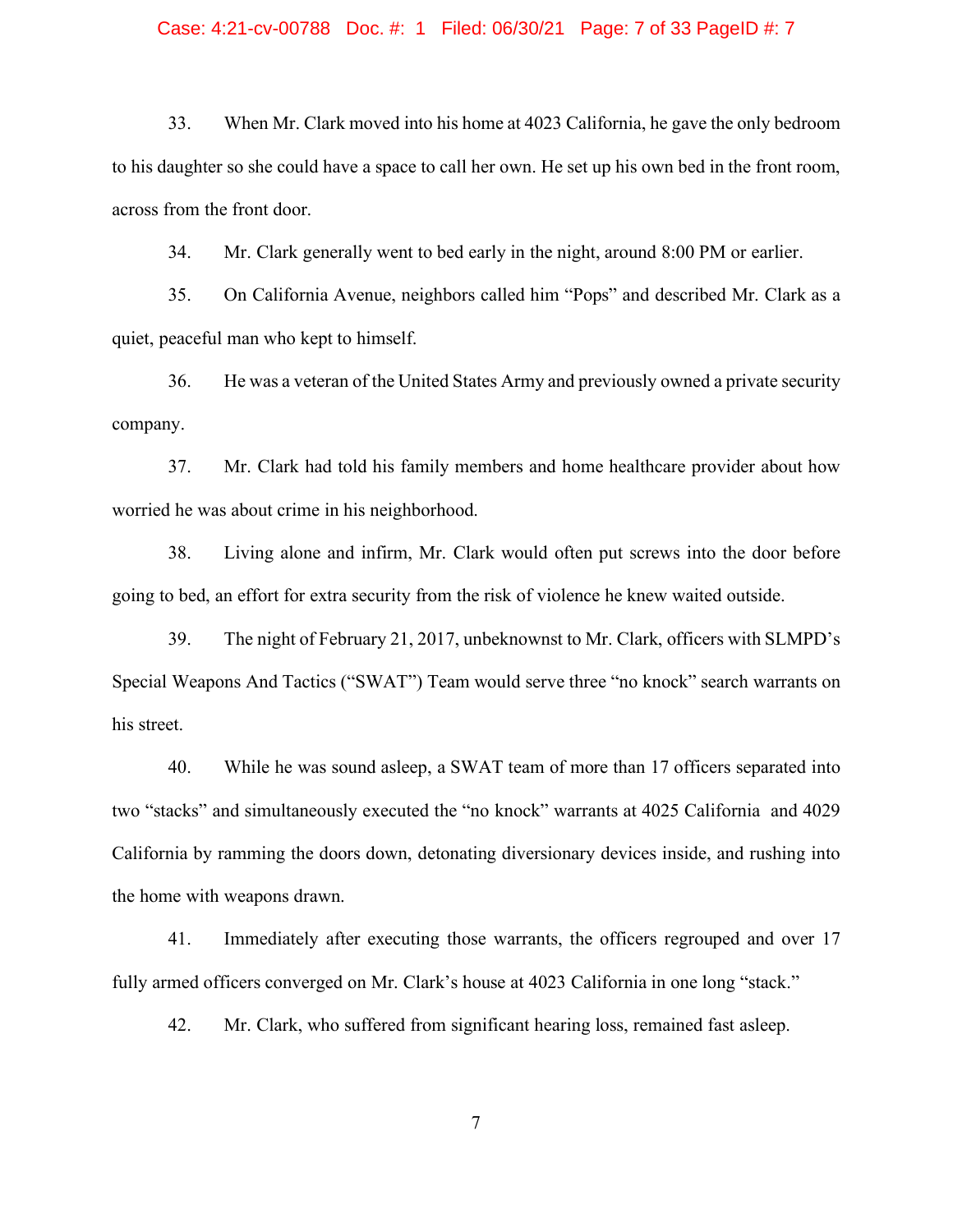33. When Mr. Clark moved into his home at 4023 California, he gave the only bedroom to his daughter so she could have a space to call her own. He set up his own bed in the front room, across from the front door.

34. Mr. Clark generally went to bed early in the night, around 8:00 PM or earlier.

35. On California Avenue, neighbors called him "Pops" and described Mr. Clark as a quiet, peaceful man who kept to himself.

36. He was a veteran of the United States Army and previously owned a private security company.

37. Mr. Clark had told his family members and home healthcare provider about how worried he was about crime in his neighborhood.

38. Living alone and infirm, Mr. Clark would often put screws into the door before going to bed, an effort for extra security from the risk of violence he knew waited outside.

39. The night of February 21, 2017, unbeknownst to Mr. Clark, officers with SLMPD's Special Weapons And Tactics ("SWAT") Team would serve three "no knock" search warrants on his street.

40. While he was sound asleep, a SWAT team of more than 17 officers separated into two "stacks" and simultaneously executed the "no knock" warrants at 4025 California and 4029 California by ramming the doors down, detonating diversionary devices inside, and rushing into the home with weapons drawn.

41. Immediately after executing those warrants, the officers regrouped and over 17 fully armed officers converged on Mr. Clark's house at 4023 California in one long "stack."

42. Mr. Clark, who suffered from significant hearing loss, remained fast asleep.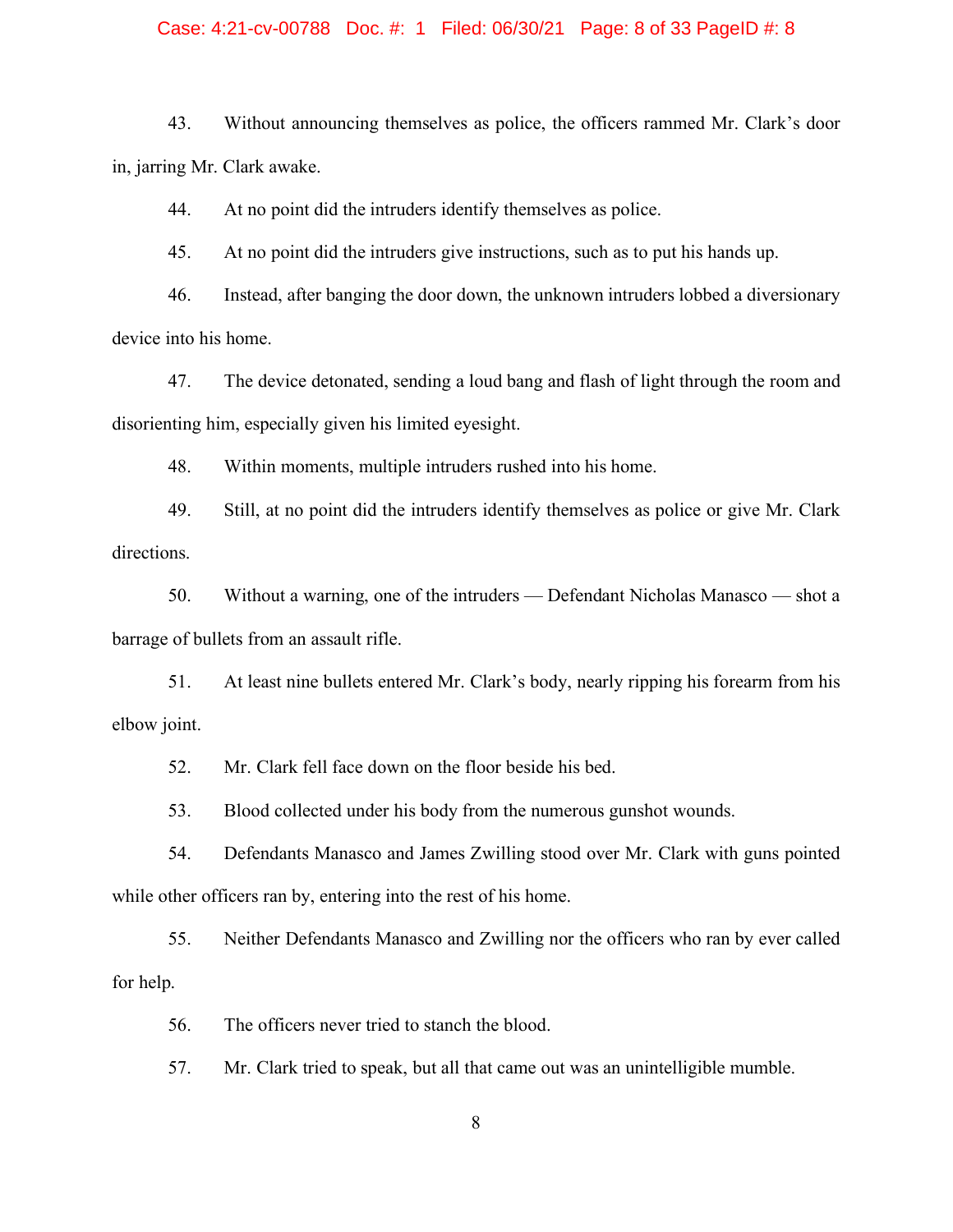43. Without announcing themselves as police, the officers rammed Mr. Clark's door in, jarring Mr. Clark awake.

44. At no point did the intruders identify themselves as police.

45. At no point did the intruders give instructions, such as to put his hands up.

46. Instead, after banging the door down, the unknown intruders lobbed a diversionary device into his home.

47. The device detonated, sending a loud bang and flash of light through the room and disorienting him, especially given his limited eyesight.

48. Within moments, multiple intruders rushed into his home.

49. Still, at no point did the intruders identify themselves as police or give Mr. Clark directions.

50. Without a warning, one of the intruders — Defendant Nicholas Manasco — shot a barrage of bullets from an assault rifle.

51. At least nine bullets entered Mr. Clark's body, nearly ripping his forearm from his elbow joint.

52. Mr. Clark fell face down on the floor beside his bed.

53. Blood collected under his body from the numerous gunshot wounds.

54. Defendants Manasco and James Zwilling stood over Mr. Clark with guns pointed while other officers ran by, entering into the rest of his home.

55. Neither Defendants Manasco and Zwilling nor the officers who ran by ever called for help.

56. The officers never tried to stanch the blood.

57. Mr. Clark tried to speak, but all that came out was an unintelligible mumble.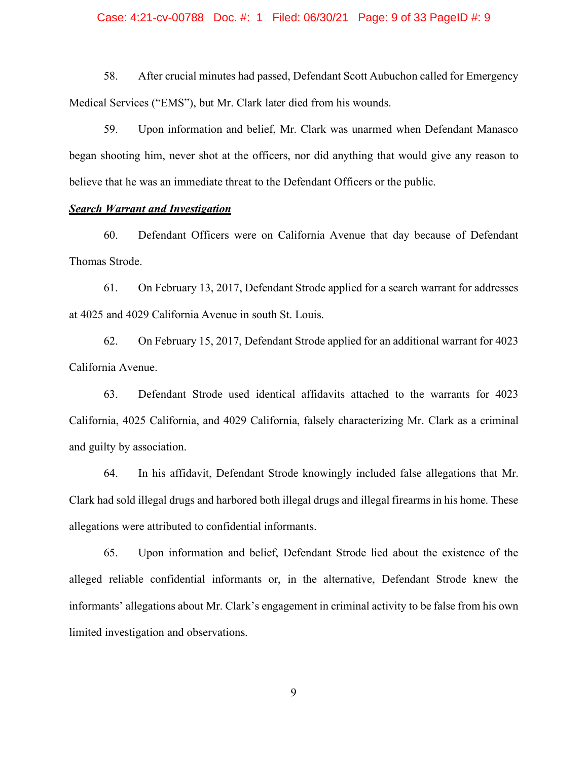58. After crucial minutes had passed, Defendant Scott Aubuchon called for Emergency Medical Services ("EMS"), but Mr. Clark later died from his wounds.

59. Upon information and belief, Mr. Clark was unarmed when Defendant Manasco began shooting him, never shot at the officers, nor did anything that would give any reason to believe that he was an immediate threat to the Defendant Officers or the public.

***Search Warrant and Investigation***

60. Defendant Officers were on California Avenue that day because of Defendant Thomas Strode.

61. On February 13, 2017, Defendant Strode applied for a search warrant for addresses at 4025 and 4029 California Avenue in south St. Louis.

62. On February 15, 2017, Defendant Strode applied for an additional warrant for 4023 California Avenue.

63. Defendant Strode used identical affidavits attached to the warrants for 4023 California, 4025 California, and 4029 California, falsely characterizing Mr. Clark as a criminal and guilty by association.

64. In his affidavit, Defendant Strode knowingly included false allegations that Mr. Clark had sold illegal drugs and harbored both illegal drugs and illegal firearms in his home. These allegations were attributed to confidential informants.

65. Upon information and belief, Defendant Strode lied about the existence of the alleged reliable confidential informants or, in the alternative, Defendant Strode knew the informants' allegations about Mr. Clark's engagement in criminal activity to be false from his own limited investigation and observations.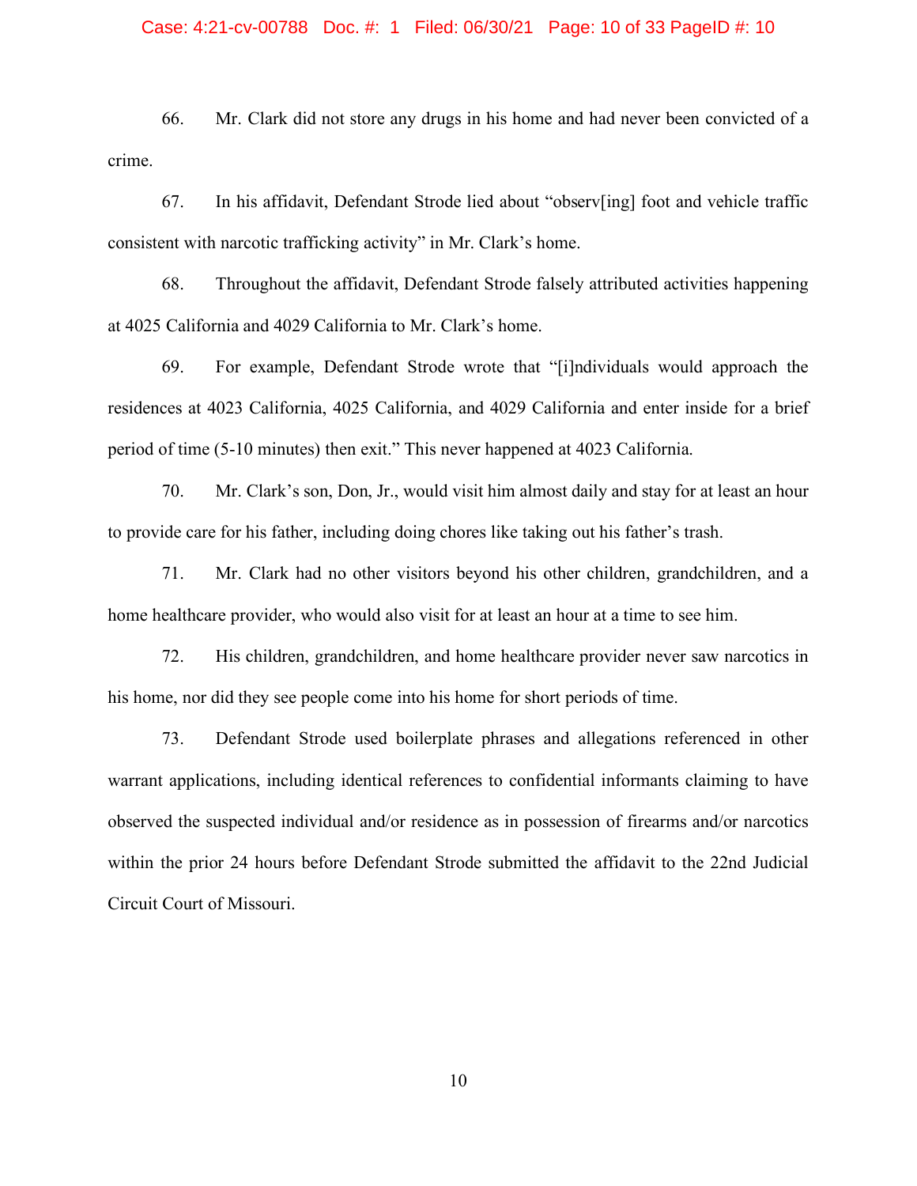66. Mr. Clark did not store any drugs in his home and had never been convicted of a crime.

67. In his affidavit, Defendant Strode lied about "observ[ing] foot and vehicle traffic consistent with narcotic trafficking activity" in Mr. Clark's home.

68. Throughout the affidavit, Defendant Strode falsely attributed activities happening at 4025 California and 4029 California to Mr. Clark's home.

69. For example, Defendant Strode wrote that "[i]ndividuals would approach the residences at 4023 California, 4025 California, and 4029 California and enter inside for a brief period of time (5-10 minutes) then exit." This never happened at 4023 California.

70. Mr. Clark's son, Don, Jr., would visit him almost daily and stay for at least an hour to provide care for his father, including doing chores like taking out his father's trash.

71. Mr. Clark had no other visitors beyond his other children, grandchildren, and a home healthcare provider, who would also visit for at least an hour at a time to see him.

72. His children, grandchildren, and home healthcare provider never saw narcotics in his home, nor did they see people come into his home for short periods of time.

73. Defendant Strode used boilerplate phrases and allegations referenced in other warrant applications, including identical references to confidential informants claiming to have observed the suspected individual and/or residence as in possession of firearms and/or narcotics within the prior 24 hours before Defendant Strode submitted the affidavit to the 22nd Judicial Circuit Court of Missouri.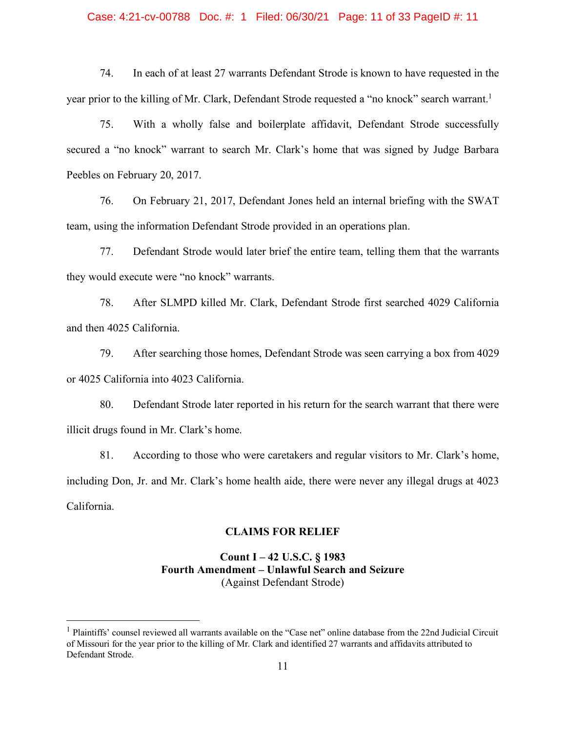74. In each of at least 27 warrants Defendant Strode is known to have requested in the year prior to the killing of Mr. Clark, Defendant Strode requested a "no knock" search warrant.[1]

75. With a wholly false and boilerplate affidavit, Defendant Strode successfully secured a "no knock" warrant to search Mr. Clark's home that was signed by Judge Barbara Peebles on February 20, 2017.

76. On February 21, 2017, Defendant Jones held an internal briefing with the SWAT team, using the information Defendant Strode provided in an operations plan.

77. Defendant Strode would later brief the entire team, telling them that the warrants they would execute were "no knock" warrants.

78. After SLMPD killed Mr. Clark, Defendant Strode first searched 4029 California and then 4025 California.

79. After searching those homes, Defendant Strode was seen carrying a box from 4029 or 4025 California into 4023 California.

80. Defendant Strode later reported in his return for the search warrant that there were illicit drugs found in Mr. Clark's home.

81. According to those who were caretakers and regular visitors to Mr. Clark's home, including Don, Jr. and Mr. Clark's home health aide, there were never any illegal drugs at 4023 California.

## CLAIMS FOR RELIEF

### Count I – 42 U.S.C. § 1983
### Fourth Amendment – Unlawful Search and Seizure
(Against Defendant Strode)

---

[1] Plaintiffs' counsel reviewed all warrants available on the "Case net" online database from the 22nd Judicial Circuit of Missouri for the year prior to the killing of Mr. Clark and identified 27 warrants and affidavits attributed to Defendant Strode.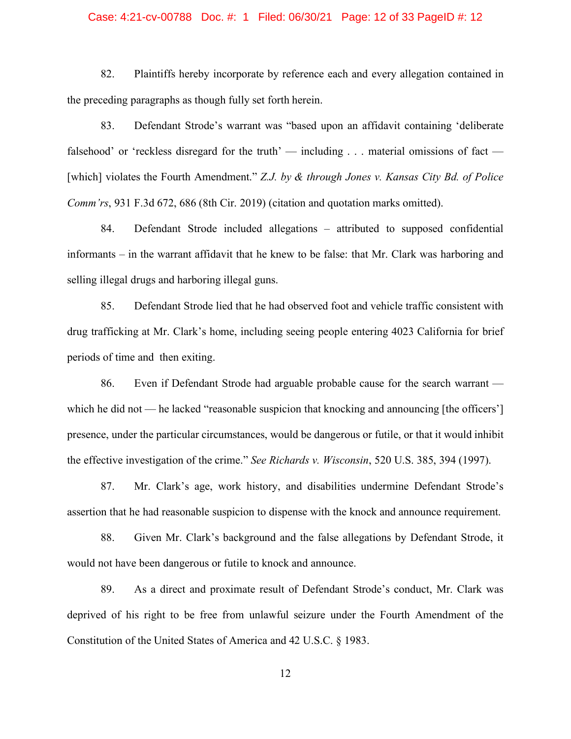82. Plaintiffs hereby incorporate by reference each and every allegation contained in the preceding paragraphs as though fully set forth herein.

83. Defendant Strode's warrant was "based upon an affidavit containing 'deliberate falsehood' or 'reckless disregard for the truth' — including . . . material omissions of fact — [which] violates the Fourth Amendment." *Z.J. by & through Jones v. Kansas City Bd. of Police Comm'rs*, 931 F.3d 672, 686 (8th Cir. 2019) (citation and quotation marks omitted).

84. Defendant Strode included allegations – attributed to supposed confidential informants – in the warrant affidavit that he knew to be false: that Mr. Clark was harboring and selling illegal drugs and harboring illegal guns.

85. Defendant Strode lied that he had observed foot and vehicle traffic consistent with drug trafficking at Mr. Clark's home, including seeing people entering 4023 California for brief periods of time and then exiting.

86. Even if Defendant Strode had arguable probable cause for the search warrant — which he did not — he lacked "reasonable suspicion that knocking and announcing [the officers'] presence, under the particular circumstances, would be dangerous or futile, or that it would inhibit the effective investigation of the crime." *See Richards v. Wisconsin*, 520 U.S. 385, 394 (1997).

87. Mr. Clark's age, work history, and disabilities undermine Defendant Strode's assertion that he had reasonable suspicion to dispense with the knock and announce requirement.

88. Given Mr. Clark's background and the false allegations by Defendant Strode, it would not have been dangerous or futile to knock and announce.

89. As a direct and proximate result of Defendant Strode's conduct, Mr. Clark was deprived of his right to be free from unlawful seizure under the Fourth Amendment of the Constitution of the United States of America and 42 U.S.C. § 1983.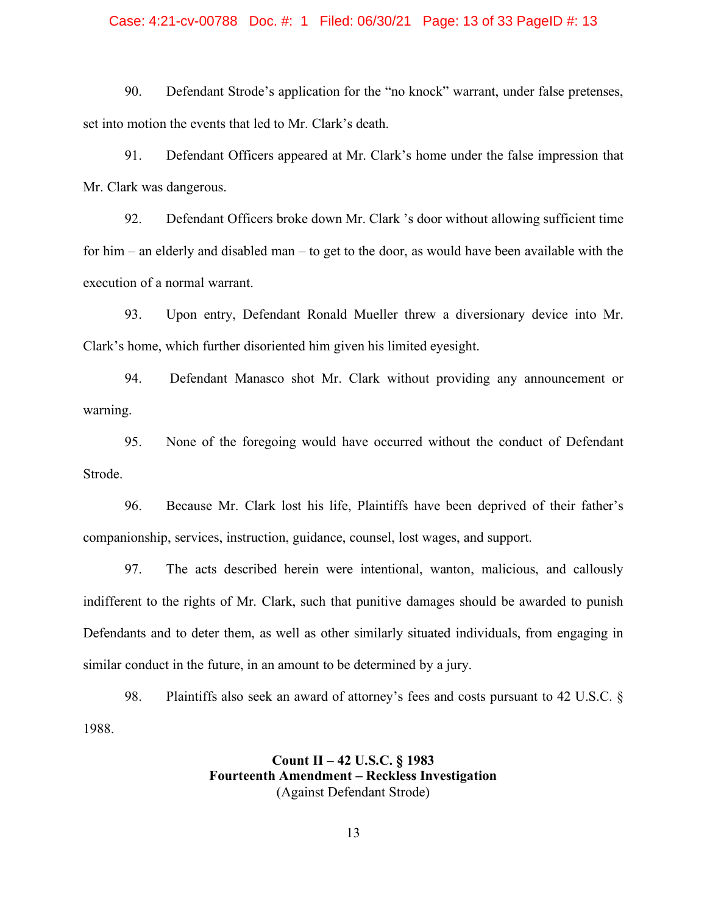90. Defendant Strode's application for the "no knock" warrant, under false pretenses, set into motion the events that led to Mr. Clark's death.

91. Defendant Officers appeared at Mr. Clark's home under the false impression that Mr. Clark was dangerous.

92. Defendant Officers broke down Mr. Clark 's door without allowing sufficient time for him – an elderly and disabled man – to get to the door, as would have been available with the execution of a normal warrant.

93. Upon entry, Defendant Ronald Mueller threw a diversionary device into Mr. Clark's home, which further disoriented him given his limited eyesight.

94. Defendant Manasco shot Mr. Clark without providing any announcement or warning.

95. None of the foregoing would have occurred without the conduct of Defendant Strode.

96. Because Mr. Clark lost his life, Plaintiffs have been deprived of their father's companionship, services, instruction, guidance, counsel, lost wages, and support.

97. The acts described herein were intentional, wanton, malicious, and callously indifferent to the rights of Mr. Clark, such that punitive damages should be awarded to punish Defendants and to deter them, as well as other similarly situated individuals, from engaging in similar conduct in the future, in an amount to be determined by a jury.

98. Plaintiffs also seek an award of attorney's fees and costs pursuant to 42 U.S.C. § 1988.

**Count II – 42 U.S.C. § 1983**
**Fourteenth Amendment – Reckless Investigation**
(Against Defendant Strode)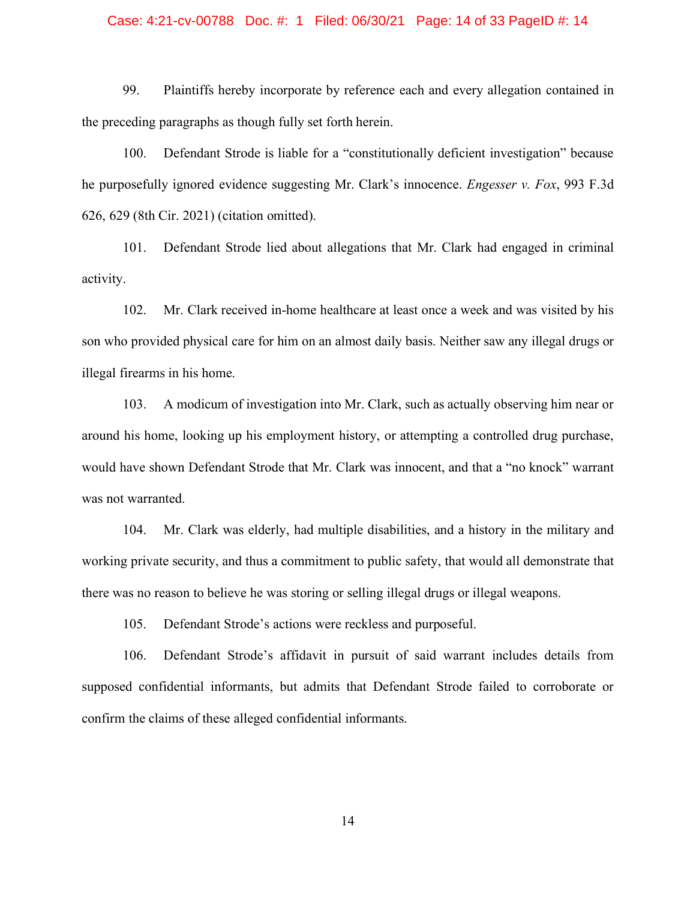99. Plaintiffs hereby incorporate by reference each and every allegation contained in the preceding paragraphs as though fully set forth herein.

100. Defendant Strode is liable for a "constitutionally deficient investigation" because he purposefully ignored evidence suggesting Mr. Clark's innocence. *Engesser v. Fox*, 993 F.3d 626, 629 (8th Cir. 2021) (citation omitted).

101. Defendant Strode lied about allegations that Mr. Clark had engaged in criminal activity.

102. Mr. Clark received in-home healthcare at least once a week and was visited by his son who provided physical care for him on an almost daily basis. Neither saw any illegal drugs or illegal firearms in his home.

103. A modicum of investigation into Mr. Clark, such as actually observing him near or around his home, looking up his employment history, or attempting a controlled drug purchase, would have shown Defendant Strode that Mr. Clark was innocent, and that a "no knock" warrant was not warranted.

104. Mr. Clark was elderly, had multiple disabilities, and a history in the military and working private security, and thus a commitment to public safety, that would all demonstrate that there was no reason to believe he was storing or selling illegal drugs or illegal weapons.

105. Defendant Strode's actions were reckless and purposeful.

106. Defendant Strode's affidavit in pursuit of said warrant includes details from supposed confidential informants, but admits that Defendant Strode failed to corroborate or confirm the claims of these alleged confidential informants.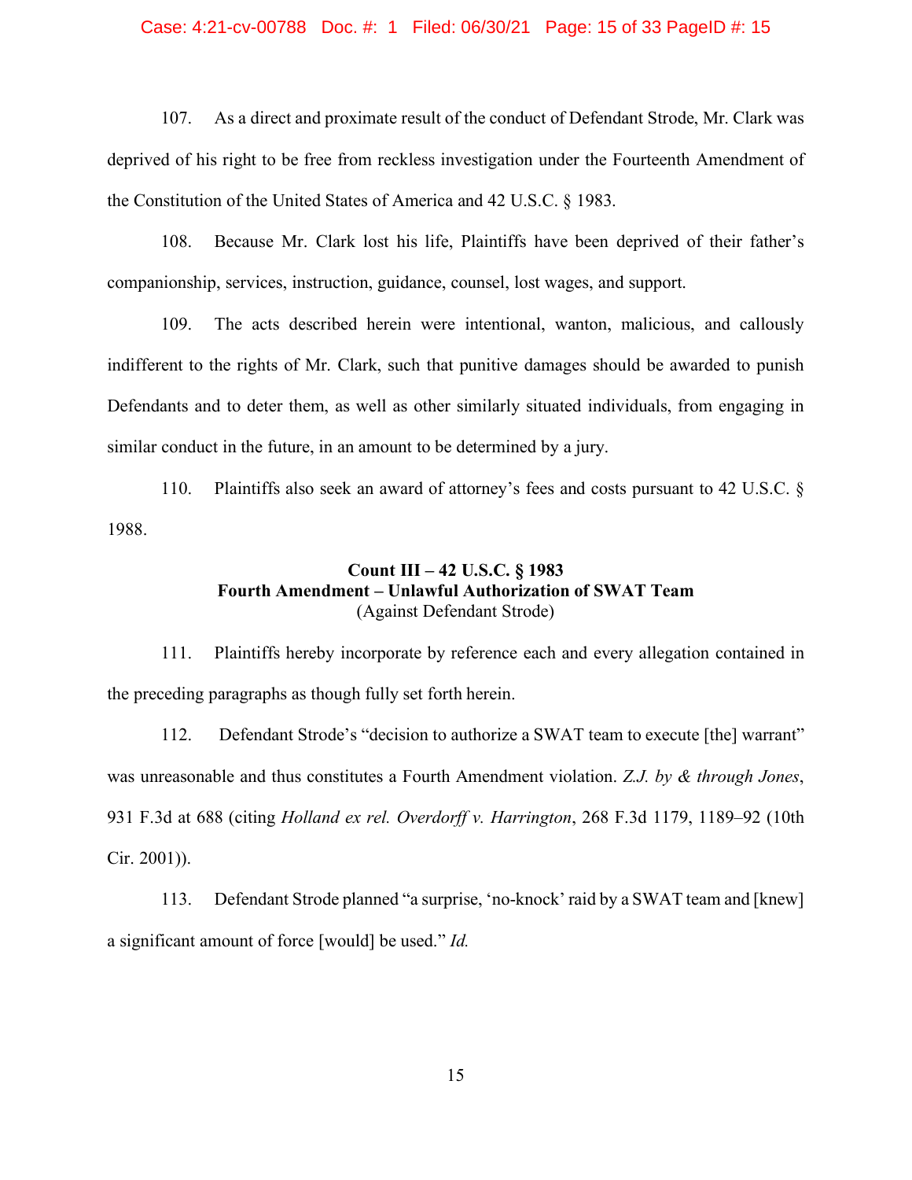107. As a direct and proximate result of the conduct of Defendant Strode, Mr. Clark was deprived of his right to be free from reckless investigation under the Fourteenth Amendment of the Constitution of the United States of America and 42 U.S.C. § 1983.

108. Because Mr. Clark lost his life, Plaintiffs have been deprived of their father's companionship, services, instruction, guidance, counsel, lost wages, and support.

109. The acts described herein were intentional, wanton, malicious, and callously indifferent to the rights of Mr. Clark, such that punitive damages should be awarded to punish Defendants and to deter them, as well as other similarly situated individuals, from engaging in similar conduct in the future, in an amount to be determined by a jury.

110. Plaintiffs also seek an award of attorney's fees and costs pursuant to 42 U.S.C. § 1988.

**Count III – 42 U.S.C. § 1983**
**Fourth Amendment – Unlawful Authorization of SWAT Team**
(Against Defendant Strode)

111. Plaintiffs hereby incorporate by reference each and every allegation contained in the preceding paragraphs as though fully set forth herein.

112. Defendant Strode's "decision to authorize a SWAT team to execute [the] warrant" was unreasonable and thus constitutes a Fourth Amendment violation. *Z.J. by & through Jones*, 931 F.3d at 688 (citing *Holland ex rel. Overdorff v. Harrington*, 268 F.3d 1179, 1189–92 (10th Cir. 2001)).

113. Defendant Strode planned "a surprise, 'no-knock' raid by a SWAT team and [knew] a significant amount of force [would] be used." *Id.*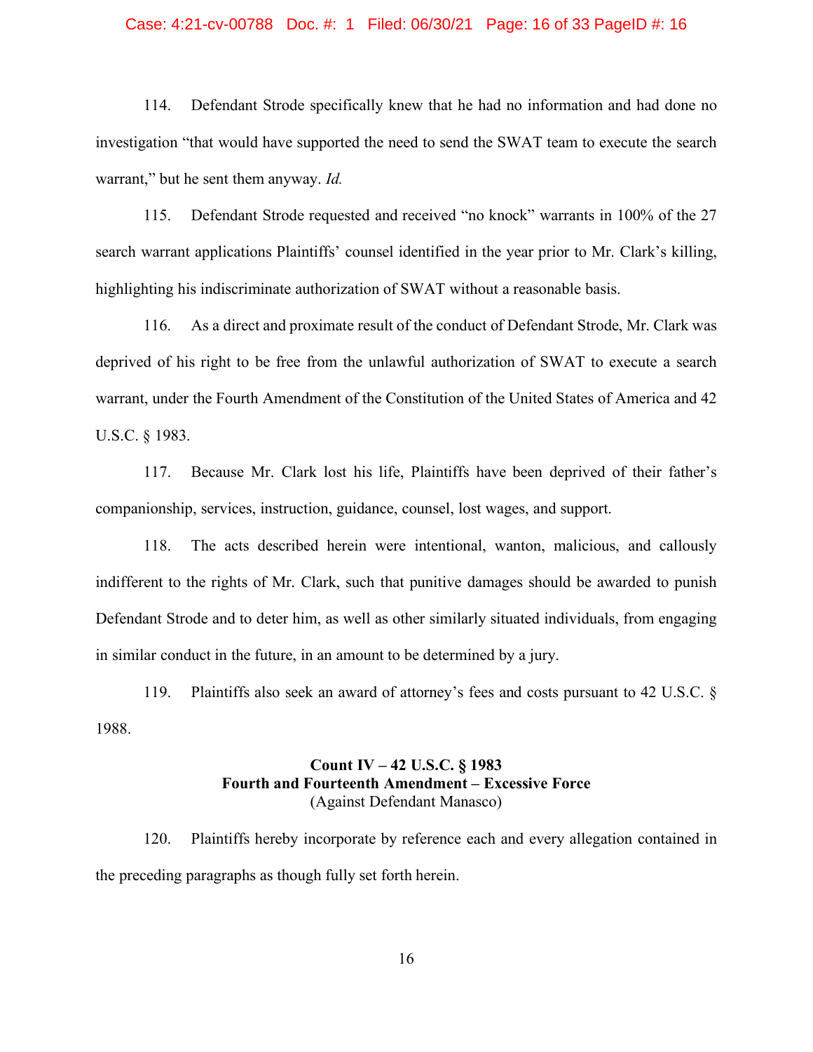114. Defendant Strode specifically knew that he had no information and had done no investigation "that would have supported the need to send the SWAT team to execute the search warrant," but he sent them anyway. *Id.*

115. Defendant Strode requested and received "no knock" warrants in 100% of the 27 search warrant applications Plaintiffs' counsel identified in the year prior to Mr. Clark's killing, highlighting his indiscriminate authorization of SWAT without a reasonable basis.

116. As a direct and proximate result of the conduct of Defendant Strode, Mr. Clark was deprived of his right to be free from the unlawful authorization of SWAT to execute a search warrant, under the Fourth Amendment of the Constitution of the United States of America and 42 U.S.C. § 1983.

117. Because Mr. Clark lost his life, Plaintiffs have been deprived of their father's companionship, services, instruction, guidance, counsel, lost wages, and support.

118. The acts described herein were intentional, wanton, malicious, and callously indifferent to the rights of Mr. Clark, such that punitive damages should be awarded to punish Defendant Strode and to deter him, as well as other similarly situated individuals, from engaging in similar conduct in the future, in an amount to be determined by a jury.

119. Plaintiffs also seek an award of attorney's fees and costs pursuant to 42 U.S.C. § 1988.

**Count IV – 42 U.S.C. § 1983**
**Fourth and Fourteenth Amendment – Excessive Force**
(Against Defendant Manasco)

120. Plaintiffs hereby incorporate by reference each and every allegation contained in the preceding paragraphs as though fully set forth herein.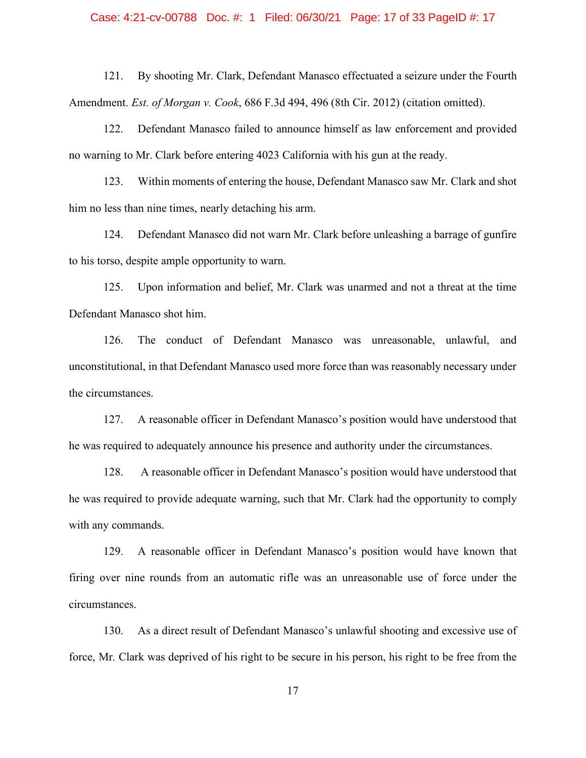121. By shooting Mr. Clark, Defendant Manasco effectuated a seizure under the Fourth Amendment. *Est. of Morgan v. Cook*, 686 F.3d 494, 496 (8th Cir. 2012) (citation omitted).

122. Defendant Manasco failed to announce himself as law enforcement and provided no warning to Mr. Clark before entering 4023 California with his gun at the ready.

123. Within moments of entering the house, Defendant Manasco saw Mr. Clark and shot him no less than nine times, nearly detaching his arm.

124. Defendant Manasco did not warn Mr. Clark before unleashing a barrage of gunfire to his torso, despite ample opportunity to warn.

125. Upon information and belief, Mr. Clark was unarmed and not a threat at the time Defendant Manasco shot him.

126. The conduct of Defendant Manasco was unreasonable, unlawful, and unconstitutional, in that Defendant Manasco used more force than was reasonably necessary under the circumstances.

127. A reasonable officer in Defendant Manasco's position would have understood that he was required to adequately announce his presence and authority under the circumstances.

128. A reasonable officer in Defendant Manasco's position would have understood that he was required to provide adequate warning, such that Mr. Clark had the opportunity to comply with any commands.

129. A reasonable officer in Defendant Manasco's position would have known that firing over nine rounds from an automatic rifle was an unreasonable use of force under the circumstances.

130. As a direct result of Defendant Manasco's unlawful shooting and excessive use of force, Mr. Clark was deprived of his right to be secure in his person, his right to be free from the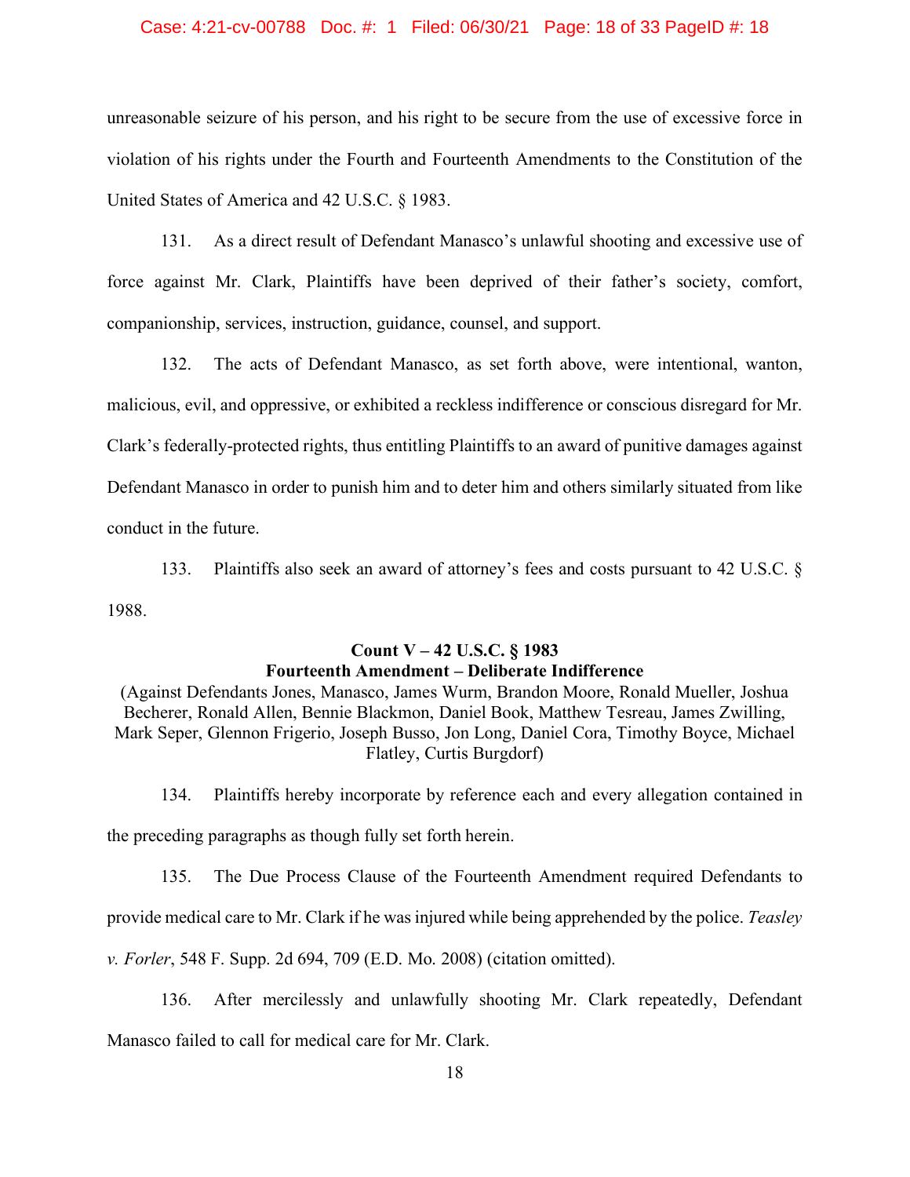unreasonable seizure of his person, and his right to be secure from the use of excessive force in violation of his rights under the Fourth and Fourteenth Amendments to the Constitution of the United States of America and 42 U.S.C. § 1983.

131. As a direct result of Defendant Manasco's unlawful shooting and excessive use of force against Mr. Clark, Plaintiffs have been deprived of their father's society, comfort, companionship, services, instruction, guidance, counsel, and support.

132. The acts of Defendant Manasco, as set forth above, were intentional, wanton, malicious, evil, and oppressive, or exhibited a reckless indifference or conscious disregard for Mr. Clark's federally-protected rights, thus entitling Plaintiffs to an award of punitive damages against Defendant Manasco in order to punish him and to deter him and others similarly situated from like conduct in the future.

133. Plaintiffs also seek an award of attorney's fees and costs pursuant to 42 U.S.C. § 1988.

**Count V – 42 U.S.C. § 1983**
**Fourteenth Amendment – Deliberate Indifference**
(Against Defendants Jones, Manasco, James Wurm, Brandon Moore, Ronald Mueller, Joshua Becherer, Ronald Allen, Bennie Blackmon, Daniel Book, Matthew Tesreau, James Zwilling, Mark Seper, Glennon Frigerio, Joseph Busso, Jon Long, Daniel Cora, Timothy Boyce, Michael Flatley, Curtis Burgdorf)

134. Plaintiffs hereby incorporate by reference each and every allegation contained in the preceding paragraphs as though fully set forth herein.

135. The Due Process Clause of the Fourteenth Amendment required Defendants to provide medical care to Mr. Clark if he was injured while being apprehended by the police. *Teasley v. Forler*, 548 F. Supp. 2d 694, 709 (E.D. Mo. 2008) (citation omitted).

136. After mercilessly and unlawfully shooting Mr. Clark repeatedly, Defendant Manasco failed to call for medical care for Mr. Clark.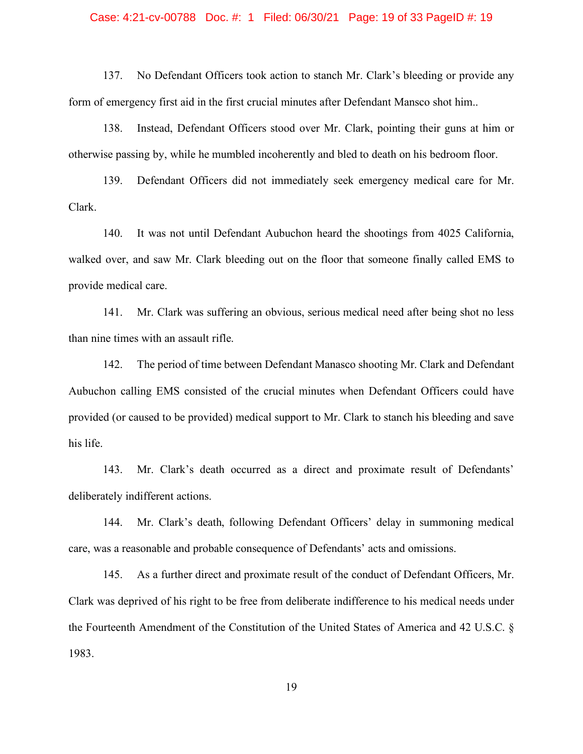137. No Defendant Officers took action to stanch Mr. Clark's bleeding or provide any form of emergency first aid in the first crucial minutes after Defendant Mansco shot him..

138. Instead, Defendant Officers stood over Mr. Clark, pointing their guns at him or otherwise passing by, while he mumbled incoherently and bled to death on his bedroom floor.

139. Defendant Officers did not immediately seek emergency medical care for Mr. Clark.

140. It was not until Defendant Aubuchon heard the shootings from 4025 California, walked over, and saw Mr. Clark bleeding out on the floor that someone finally called EMS to provide medical care.

141. Mr. Clark was suffering an obvious, serious medical need after being shot no less than nine times with an assault rifle.

142. The period of time between Defendant Manasco shooting Mr. Clark and Defendant Aubuchon calling EMS consisted of the crucial minutes when Defendant Officers could have provided (or caused to be provided) medical support to Mr. Clark to stanch his bleeding and save his life.

143. Mr. Clark's death occurred as a direct and proximate result of Defendants' deliberately indifferent actions.

144. Mr. Clark's death, following Defendant Officers' delay in summoning medical care, was a reasonable and probable consequence of Defendants' acts and omissions.

145. As a further direct and proximate result of the conduct of Defendant Officers, Mr. Clark was deprived of his right to be free from deliberate indifference to his medical needs under the Fourteenth Amendment of the Constitution of the United States of America and 42 U.S.C. § 1983.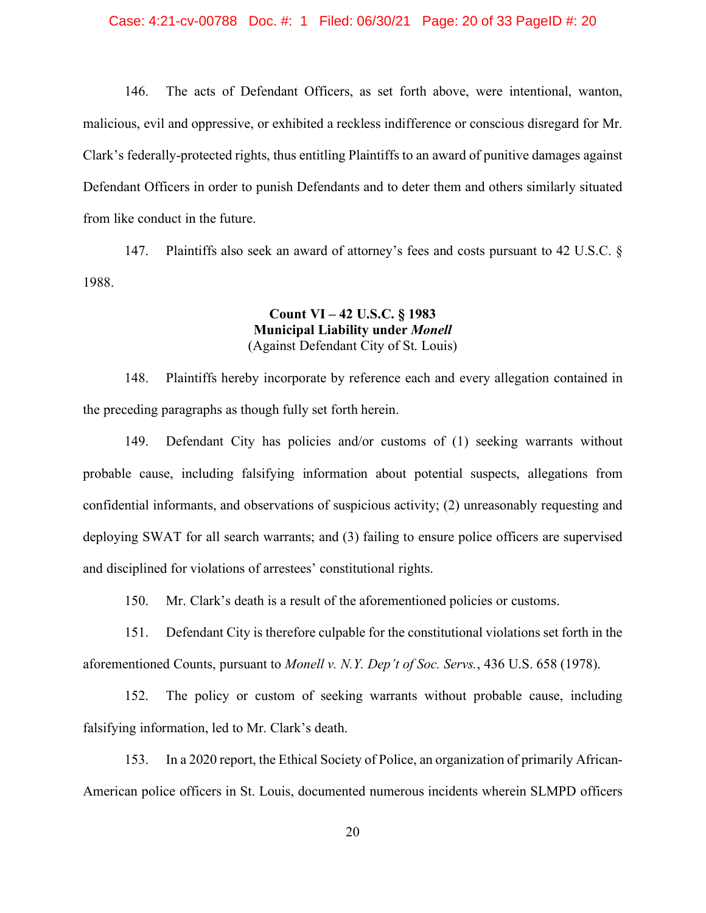146. The acts of Defendant Officers, as set forth above, were intentional, wanton, malicious, evil and oppressive, or exhibited a reckless indifference or conscious disregard for Mr. Clark's federally-protected rights, thus entitling Plaintiffs to an award of punitive damages against Defendant Officers in order to punish Defendants and to deter them and others similarly situated from like conduct in the future.

147. Plaintiffs also seek an award of attorney's fees and costs pursuant to 42 U.S.C. § 1988.

**Count VI – 42 U.S.C. § 1983**
**Municipal Liability under *Monell***
(Against Defendant City of St. Louis)

148. Plaintiffs hereby incorporate by reference each and every allegation contained in the preceding paragraphs as though fully set forth herein.

149. Defendant City has policies and/or customs of (1) seeking warrants without probable cause, including falsifying information about potential suspects, allegations from confidential informants, and observations of suspicious activity; (2) unreasonably requesting and deploying SWAT for all search warrants; and (3) failing to ensure police officers are supervised and disciplined for violations of arrestees' constitutional rights.

150. Mr. Clark's death is a result of the aforementioned policies or customs.

151. Defendant City is therefore culpable for the constitutional violations set forth in the aforementioned Counts, pursuant to *Monell v. N.Y. Dep't of Soc. Servs.*, 436 U.S. 658 (1978).

152. The policy or custom of seeking warrants without probable cause, including falsifying information, led to Mr. Clark's death.

153. In a 2020 report, the Ethical Society of Police, an organization of primarily African-American police officers in St. Louis, documented numerous incidents wherein SLMPD officers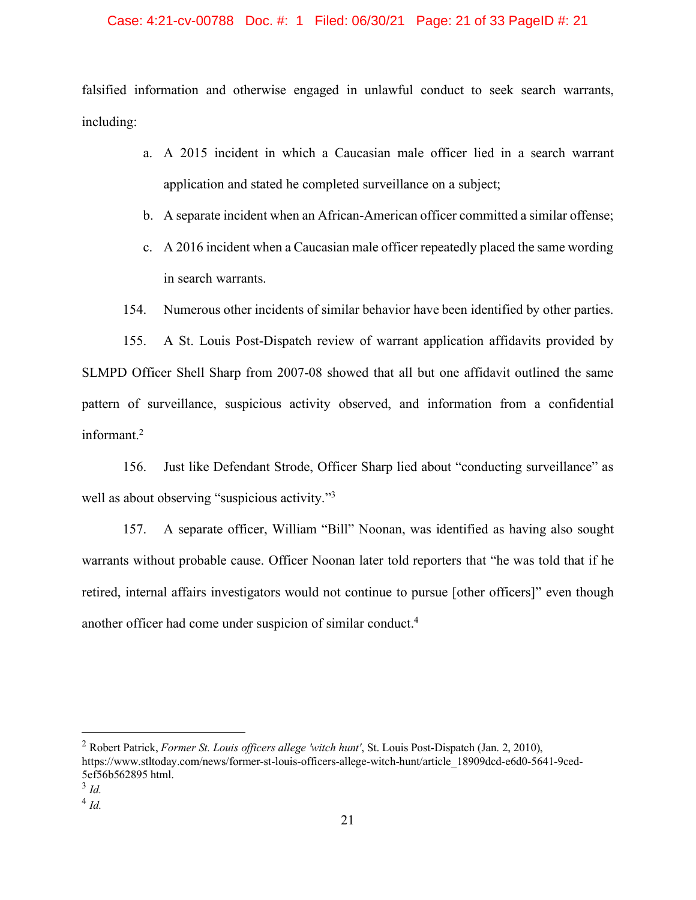falsified information and otherwise engaged in unlawful conduct to seek search warrants, including:

a. A 2015 incident in which a Caucasian male officer lied in a search warrant application and stated he completed surveillance on a subject;

b. A separate incident when an African-American officer committed a similar offense;

c. A 2016 incident when a Caucasian male officer repeatedly placed the same wording in search warrants.

154. Numerous other incidents of similar behavior have been identified by other parties.

155. A St. Louis Post-Dispatch review of warrant application affidavits provided by SLMPD Officer Shell Sharp from 2007-08 showed that all but one affidavit outlined the same pattern of surveillance, suspicious activity observed, and information from a confidential informant.[2]

156. Just like Defendant Strode, Officer Sharp lied about "conducting surveillance" as well as about observing "suspicious activity."[3]

157. A separate officer, William "Bill" Noonan, was identified as having also sought warrants without probable cause. Officer Noonan later told reporters that "he was told that if he retired, internal affairs investigators would not continue to pursue [other officers]" even though another officer had come under suspicion of similar conduct.[4]

---

[2] Robert Patrick, *Former St. Louis officers allege 'witch hunt'*, St. Louis Post-Dispatch (Jan. 2, 2010), https://www.stltoday.com/news/former-st-louis-officers-allege-witch-hunt/article_18909dcd-e6d0-5641-9ced-5ef56b562895 html.

[3] *Id.*

[4] *Id.*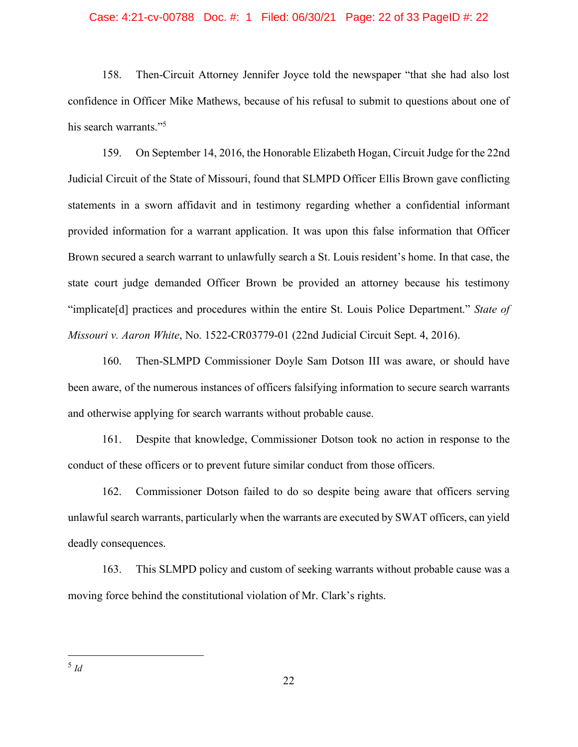158. Then-Circuit Attorney Jennifer Joyce told the newspaper "that she had also lost confidence in Officer Mike Mathews, because of his refusal to submit to questions about one of his search warrants."[5]

159. On September 14, 2016, the Honorable Elizabeth Hogan, Circuit Judge for the 22nd Judicial Circuit of the State of Missouri, found that SLMPD Officer Ellis Brown gave conflicting statements in a sworn affidavit and in testimony regarding whether a confidential informant provided information for a warrant application. It was upon this false information that Officer Brown secured a search warrant to unlawfully search a St. Louis resident's home. In that case, the state court judge demanded Officer Brown be provided an attorney because his testimony "implicate[d] practices and procedures within the entire St. Louis Police Department." *State of Missouri v. Aaron White*, No. 1522-CR03779-01 (22nd Judicial Circuit Sept. 4, 2016).

160. Then-SLMPD Commissioner Doyle Sam Dotson III was aware, or should have been aware, of the numerous instances of officers falsifying information to secure search warrants and otherwise applying for search warrants without probable cause.

161. Despite that knowledge, Commissioner Dotson took no action in response to the conduct of these officers or to prevent future similar conduct from those officers.

162. Commissioner Dotson failed to do so despite being aware that officers serving unlawful search warrants, particularly when the warrants are executed by SWAT officers, can yield deadly consequences.

163. This SLMPD policy and custom of seeking warrants without probable cause was a moving force behind the constitutional violation of Mr. Clark's rights.

---

[5] *Id*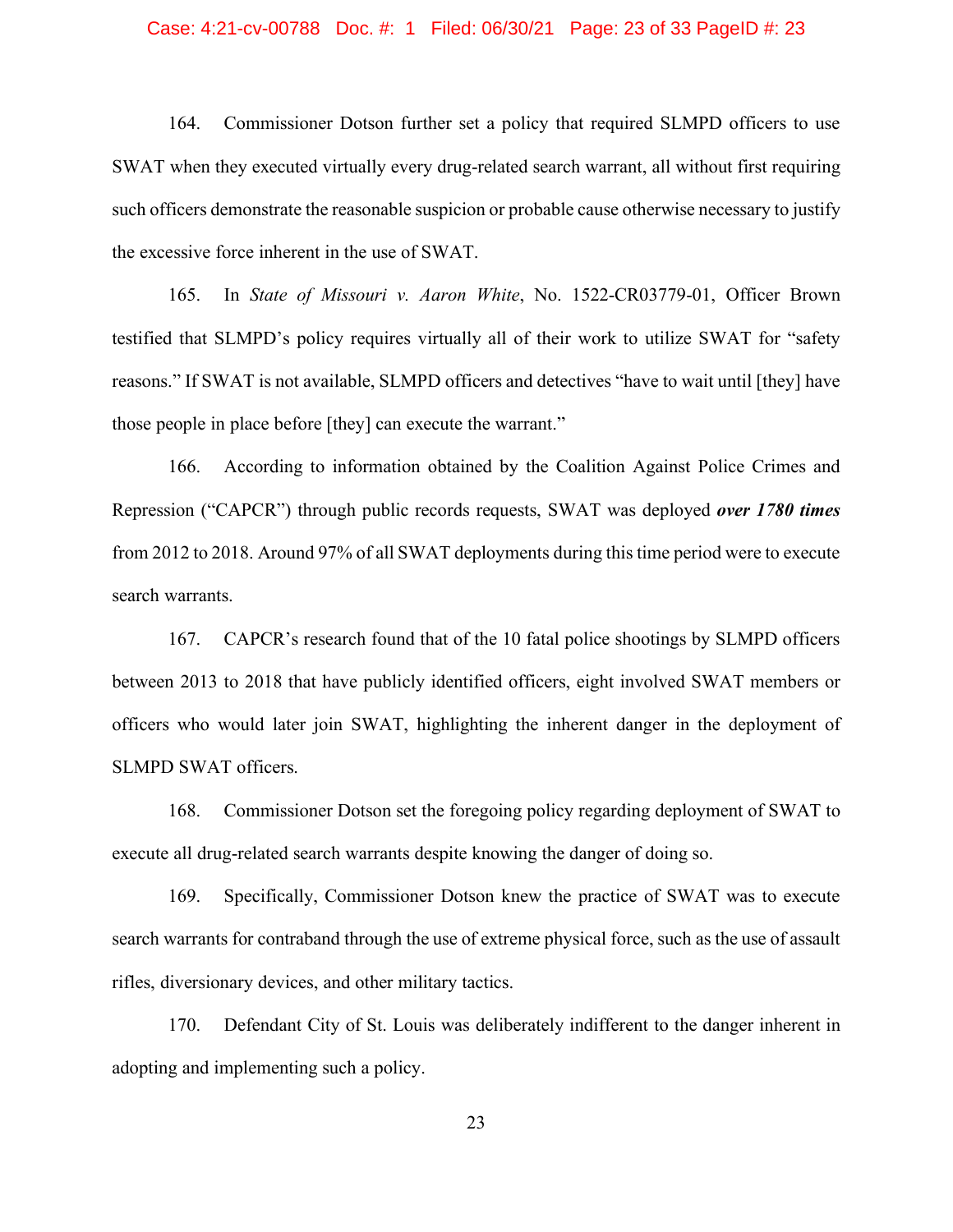164. Commissioner Dotson further set a policy that required SLMPD officers to use SWAT when they executed virtually every drug-related search warrant, all without first requiring such officers demonstrate the reasonable suspicion or probable cause otherwise necessary to justify the excessive force inherent in the use of SWAT.

165. In *State of Missouri v. Aaron White*, No. 1522-CR03779-01, Officer Brown testified that SLMPD's policy requires virtually all of their work to utilize SWAT for "safety reasons." If SWAT is not available, SLMPD officers and detectives "have to wait until [they] have those people in place before [they] can execute the warrant."

166. According to information obtained by the Coalition Against Police Crimes and Repression ("CAPCR") through public records requests, SWAT was deployed ***over 1780 times*** from 2012 to 2018. Around 97% of all SWAT deployments during this time period were to execute search warrants.

167. CAPCR's research found that of the 10 fatal police shootings by SLMPD officers between 2013 to 2018 that have publicly identified officers, eight involved SWAT members or officers who would later join SWAT, highlighting the inherent danger in the deployment of SLMPD SWAT officers.

168. Commissioner Dotson set the foregoing policy regarding deployment of SWAT to execute all drug-related search warrants despite knowing the danger of doing so.

169. Specifically, Commissioner Dotson knew the practice of SWAT was to execute search warrants for contraband through the use of extreme physical force, such as the use of assault rifles, diversionary devices, and other military tactics.

170. Defendant City of St. Louis was deliberately indifferent to the danger inherent in adopting and implementing such a policy.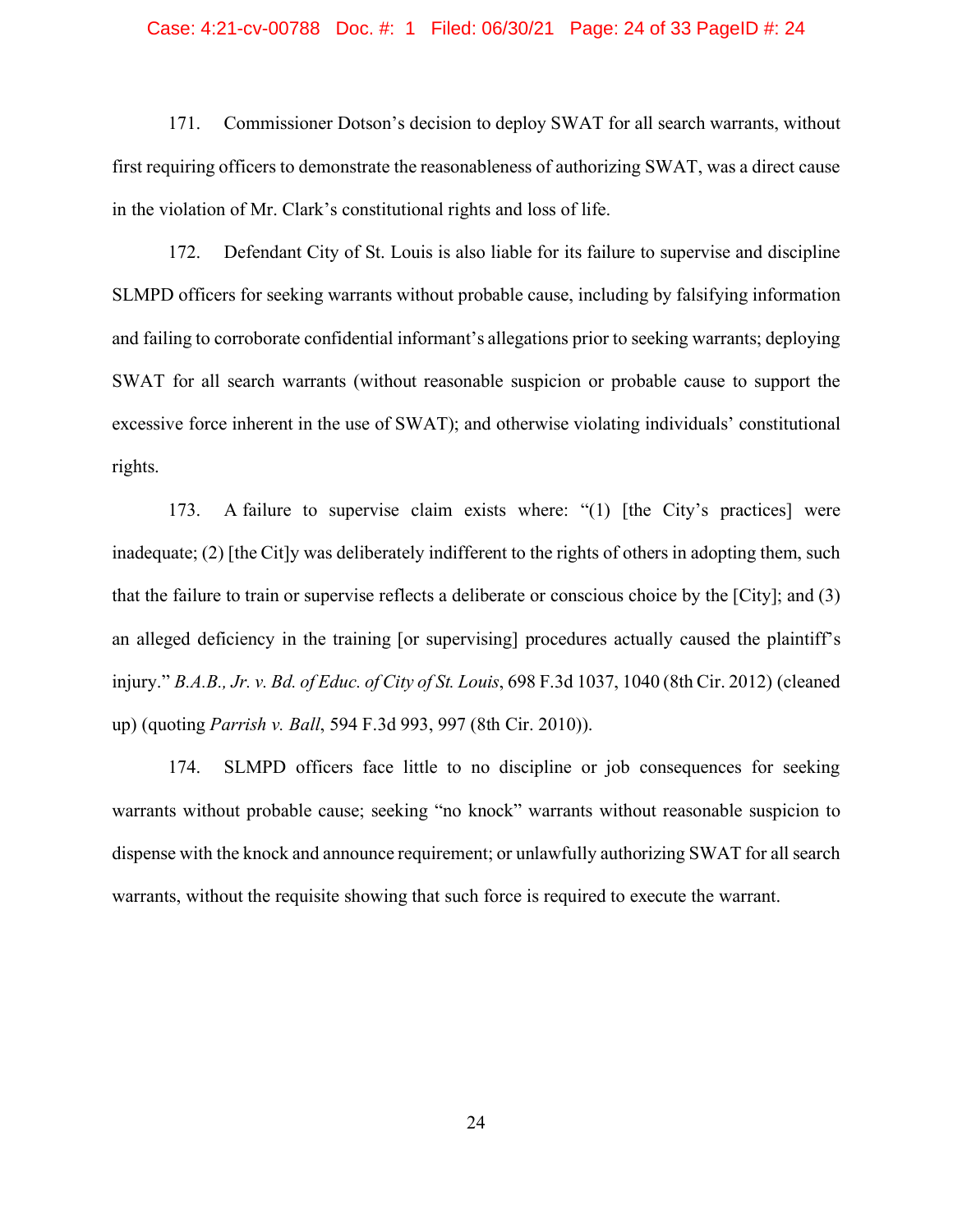171. Commissioner Dotson's decision to deploy SWAT for all search warrants, without first requiring officers to demonstrate the reasonableness of authorizing SWAT, was a direct cause in the violation of Mr. Clark's constitutional rights and loss of life.

172. Defendant City of St. Louis is also liable for its failure to supervise and discipline SLMPD officers for seeking warrants without probable cause, including by falsifying information and failing to corroborate confidential informant's allegations prior to seeking warrants; deploying SWAT for all search warrants (without reasonable suspicion or probable cause to support the excessive force inherent in the use of SWAT); and otherwise violating individuals' constitutional rights.

173. A failure to supervise claim exists where: "(1) [the City's practices] were inadequate; (2) [the Cit]y was deliberately indifferent to the rights of others in adopting them, such that the failure to train or supervise reflects a deliberate or conscious choice by the [City]; and (3) an alleged deficiency in the training [or supervising] procedures actually caused the plaintiff's injury." *B.A.B., Jr. v. Bd. of Educ. of City of St. Louis*, 698 F.3d 1037, 1040 (8th Cir. 2012) (cleaned up) (quoting *Parrish v. Ball*, 594 F.3d 993, 997 (8th Cir. 2010)).

174. SLMPD officers face little to no discipline or job consequences for seeking warrants without probable cause; seeking "no knock" warrants without reasonable suspicion to dispense with the knock and announce requirement; or unlawfully authorizing SWAT for all search warrants, without the requisite showing that such force is required to execute the warrant.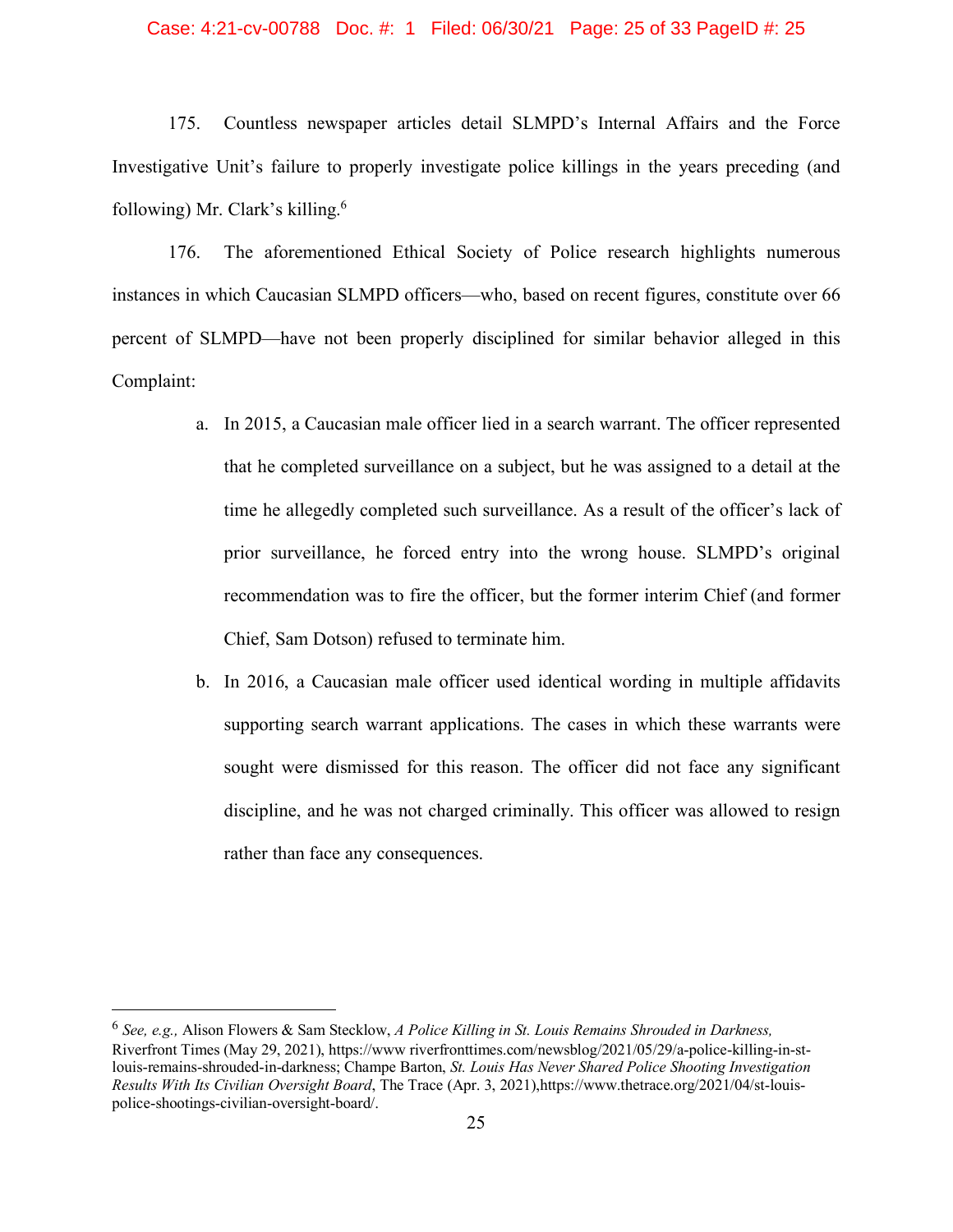175. Countless newspaper articles detail SLMPD's Internal Affairs and the Force Investigative Unit's failure to properly investigate police killings in the years preceding (and following) Mr. Clark's killing.[6]

176. The aforementioned Ethical Society of Police research highlights numerous instances in which Caucasian SLMPD officers—who, based on recent figures, constitute over 66 percent of SLMPD—have not been properly disciplined for similar behavior alleged in this Complaint:

a. In 2015, a Caucasian male officer lied in a search warrant. The officer represented that he completed surveillance on a subject, but he was assigned to a detail at the time he allegedly completed such surveillance. As a result of the officer's lack of prior surveillance, he forced entry into the wrong house. SLMPD's original recommendation was to fire the officer, but the former interim Chief (and former Chief, Sam Dotson) refused to terminate him.

b. In 2016, a Caucasian male officer used identical wording in multiple affidavits supporting search warrant applications. The cases in which these warrants were sought were dismissed for this reason. The officer did not face any significant discipline, and he was not charged criminally. This officer was allowed to resign rather than face any consequences.

---

[6] *See, e.g.,* Alison Flowers & Sam Stecklow, *A Police Killing in St. Louis Remains Shrouded in Darkness,* Riverfront Times (May 29, 2021), https://www riverfronttimes.com/newsblog/2021/05/29/a-police-killing-in-st-louis-remains-shrouded-in-darkness; Champe Barton, *St. Louis Has Never Shared Police Shooting Investigation Results With Its Civilian Oversight Board*, The Trace (Apr. 3, 2021),https://www.thetrace.org/2021/04/st-louis-police-shootings-civilian-oversight-board/.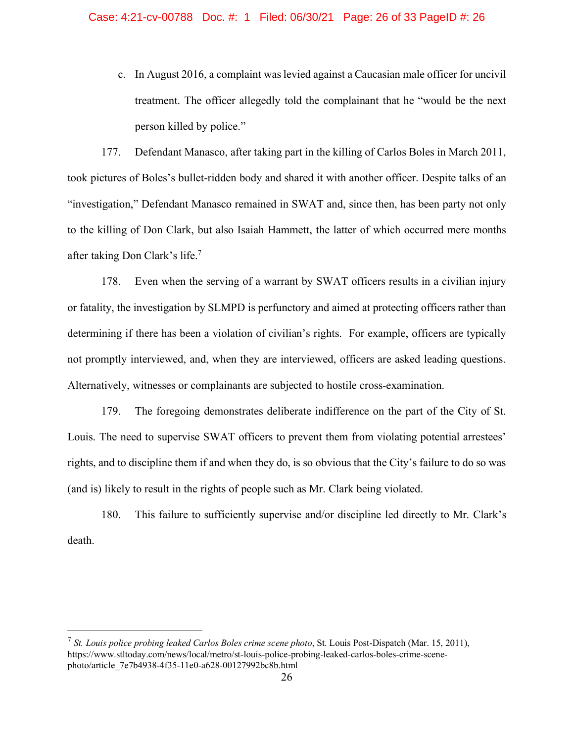c. In August 2016, a complaint was levied against a Caucasian male officer for uncivil treatment. The officer allegedly told the complainant that he "would be the next person killed by police."

177. Defendant Manasco, after taking part in the killing of Carlos Boles in March 2011, took pictures of Boles's bullet-ridden body and shared it with another officer. Despite talks of an "investigation," Defendant Manasco remained in SWAT and, since then, has been party not only to the killing of Don Clark, but also Isaiah Hammett, the latter of which occurred mere months after taking Don Clark's life.[7]

178. Even when the serving of a warrant by SWAT officers results in a civilian injury or fatality, the investigation by SLMPD is perfunctory and aimed at protecting officers rather than determining if there has been a violation of civilian's rights. For example, officers are typically not promptly interviewed, and, when they are interviewed, officers are asked leading questions. Alternatively, witnesses or complainants are subjected to hostile cross-examination.

179. The foregoing demonstrates deliberate indifference on the part of the City of St. Louis. The need to supervise SWAT officers to prevent them from violating potential arrestees' rights, and to discipline them if and when they do, is so obvious that the City's failure to do so was (and is) likely to result in the rights of people such as Mr. Clark being violated.

180. This failure to sufficiently supervise and/or discipline led directly to Mr. Clark's death.

---

[7] *St. Louis police probing leaked Carlos Boles crime scene photo*, St. Louis Post-Dispatch (Mar. 15, 2011), https://www.stltoday.com/news/local/metro/st-louis-police-probing-leaked-carlos-boles-crime-scene-photo/article_7e7b4938-4f35-11e0-a628-00127992bc8b.html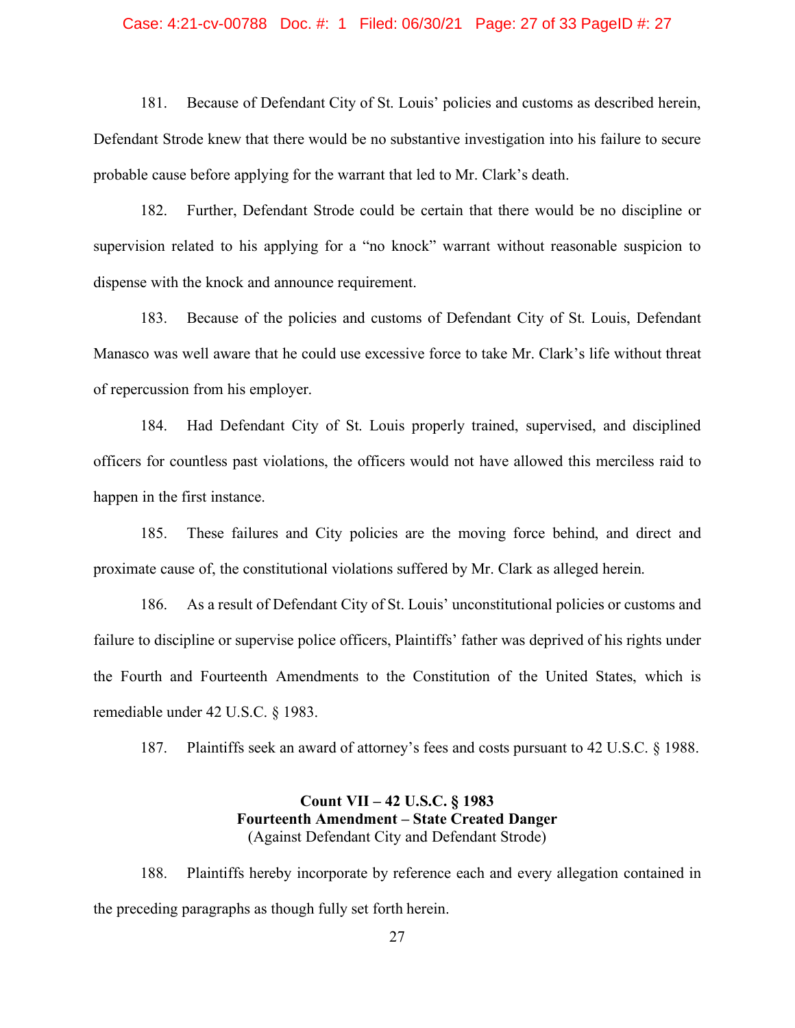181. Because of Defendant City of St. Louis' policies and customs as described herein, Defendant Strode knew that there would be no substantive investigation into his failure to secure probable cause before applying for the warrant that led to Mr. Clark's death.

182. Further, Defendant Strode could be certain that there would be no discipline or supervision related to his applying for a "no knock" warrant without reasonable suspicion to dispense with the knock and announce requirement.

183. Because of the policies and customs of Defendant City of St. Louis, Defendant Manasco was well aware that he could use excessive force to take Mr. Clark's life without threat of repercussion from his employer.

184. Had Defendant City of St. Louis properly trained, supervised, and disciplined officers for countless past violations, the officers would not have allowed this merciless raid to happen in the first instance.

185. These failures and City policies are the moving force behind, and direct and proximate cause of, the constitutional violations suffered by Mr. Clark as alleged herein.

186. As a result of Defendant City of St. Louis' unconstitutional policies or customs and failure to discipline or supervise police officers, Plaintiffs' father was deprived of his rights under the Fourth and Fourteenth Amendments to the Constitution of the United States, which is remediable under 42 U.S.C. § 1983.

187. Plaintiffs seek an award of attorney's fees and costs pursuant to 42 U.S.C. § 1988.

**Count VII – 42 U.S.C. § 1983**
**Fourteenth Amendment – State Created Danger**
(Against Defendant City and Defendant Strode)

188. Plaintiffs hereby incorporate by reference each and every allegation contained in the preceding paragraphs as though fully set forth herein.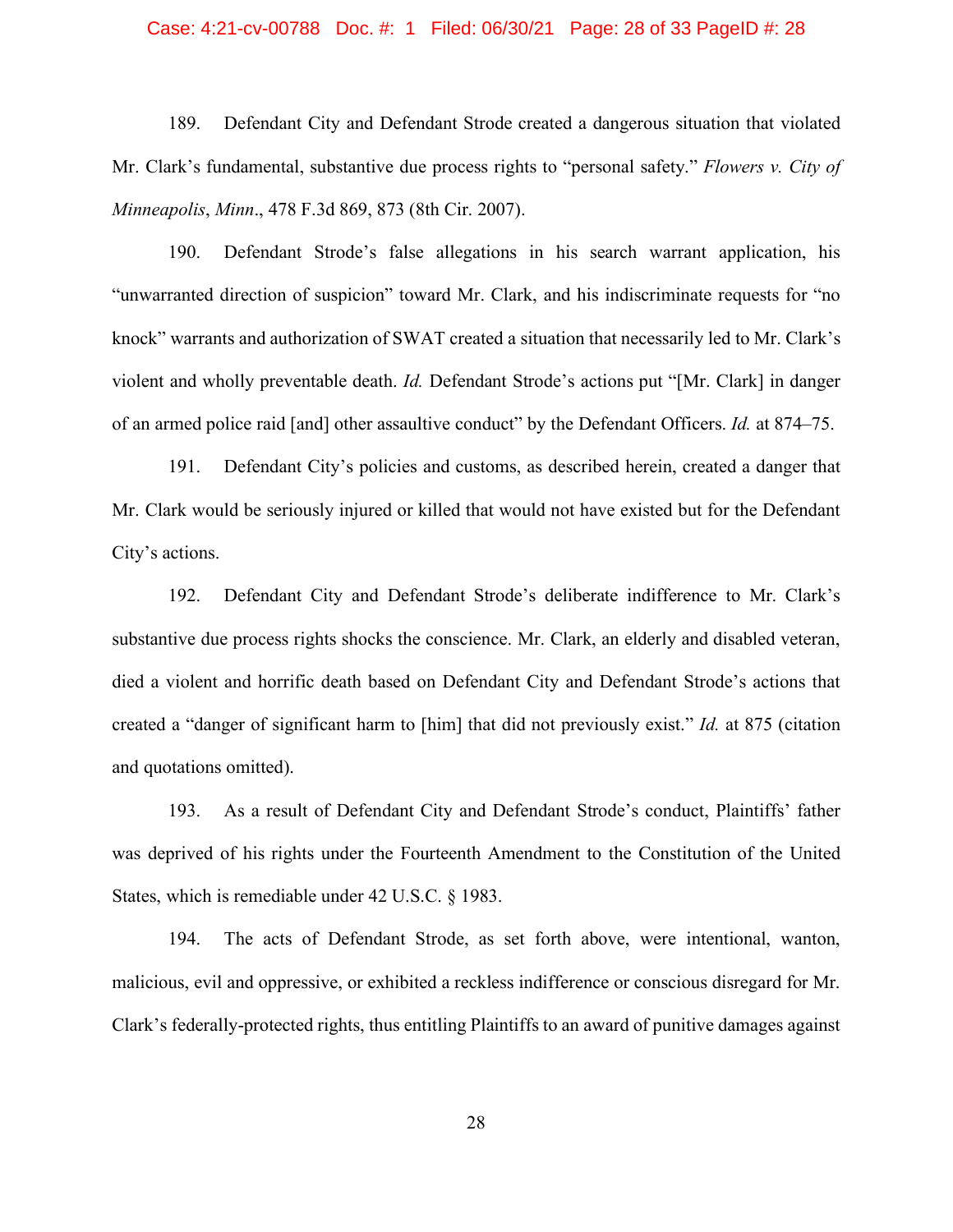189. Defendant City and Defendant Strode created a dangerous situation that violated Mr. Clark's fundamental, substantive due process rights to "personal safety." *Flowers v. City of Minneapolis*, *Minn*., 478 F.3d 869, 873 (8th Cir. 2007).

190. Defendant Strode's false allegations in his search warrant application, his "unwarranted direction of suspicion" toward Mr. Clark, and his indiscriminate requests for "no knock" warrants and authorization of SWAT created a situation that necessarily led to Mr. Clark's violent and wholly preventable death. *Id.* Defendant Strode's actions put "[Mr. Clark] in danger of an armed police raid [and] other assaultive conduct" by the Defendant Officers. *Id.* at 874–75.

191. Defendant City's policies and customs, as described herein, created a danger that Mr. Clark would be seriously injured or killed that would not have existed but for the Defendant City's actions.

192. Defendant City and Defendant Strode's deliberate indifference to Mr. Clark's substantive due process rights shocks the conscience. Mr. Clark, an elderly and disabled veteran, died a violent and horrific death based on Defendant City and Defendant Strode's actions that created a "danger of significant harm to [him] that did not previously exist." *Id.* at 875 (citation and quotations omitted).

193. As a result of Defendant City and Defendant Strode's conduct, Plaintiffs' father was deprived of his rights under the Fourteenth Amendment to the Constitution of the United States, which is remediable under 42 U.S.C. § 1983.

194. The acts of Defendant Strode, as set forth above, were intentional, wanton, malicious, evil and oppressive, or exhibited a reckless indifference or conscious disregard for Mr. Clark's federally-protected rights, thus entitling Plaintiffs to an award of punitive damages against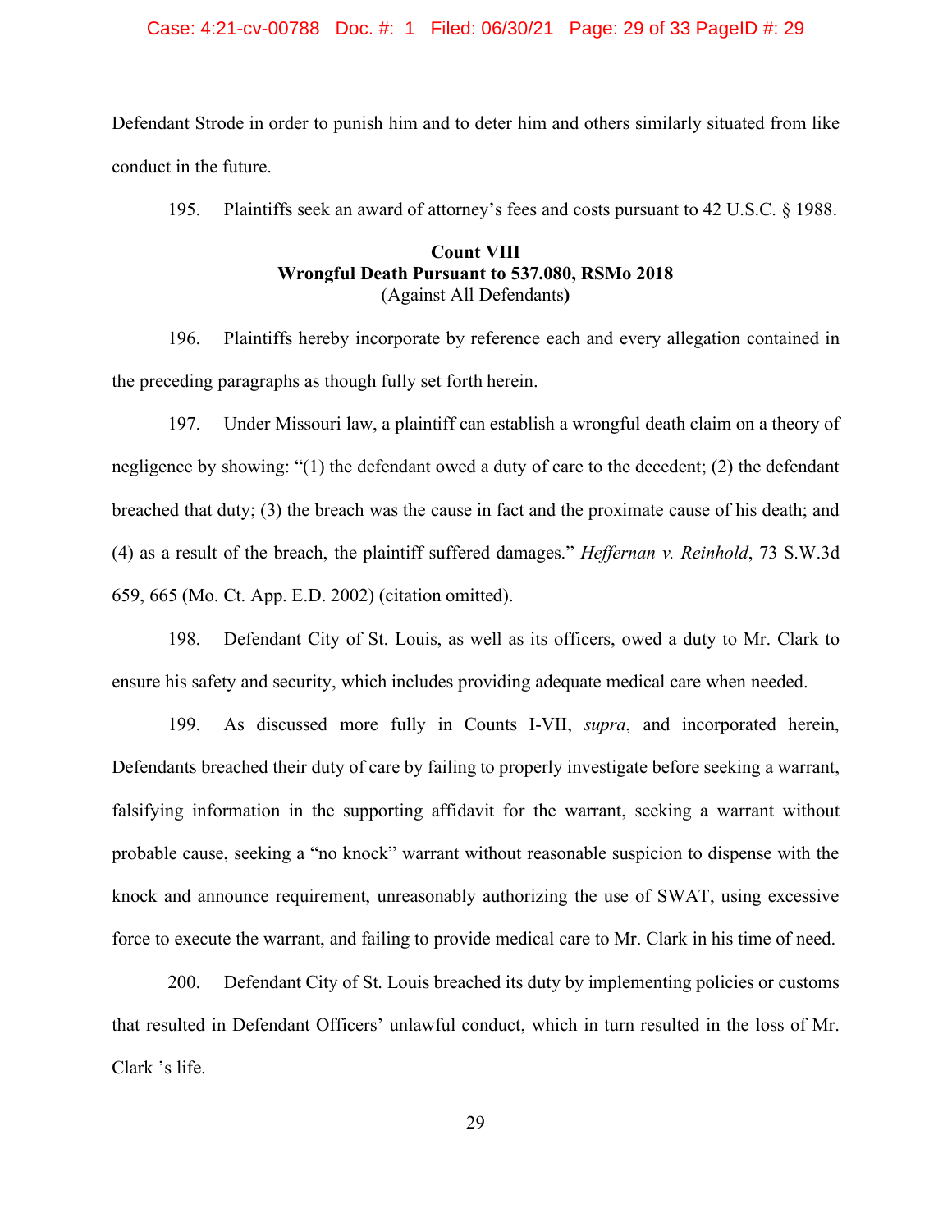Defendant Strode in order to punish him and to deter him and others similarly situated from like conduct in the future.

195. Plaintiffs seek an award of attorney's fees and costs pursuant to 42 U.S.C. § 1988.

**Count VIII**
**Wrongful Death Pursuant to 537.080, RSMo 2018**
(Against All Defendants**)**

196. Plaintiffs hereby incorporate by reference each and every allegation contained in the preceding paragraphs as though fully set forth herein.

197. Under Missouri law, a plaintiff can establish a wrongful death claim on a theory of negligence by showing: "(1) the defendant owed a duty of care to the decedent; (2) the defendant breached that duty; (3) the breach was the cause in fact and the proximate cause of his death; and (4) as a result of the breach, the plaintiff suffered damages." *Heffernan v. Reinhold*, 73 S.W.3d 659, 665 (Mo. Ct. App. E.D. 2002) (citation omitted).

198. Defendant City of St. Louis, as well as its officers, owed a duty to Mr. Clark to ensure his safety and security, which includes providing adequate medical care when needed.

199. As discussed more fully in Counts I-VII, *supra*, and incorporated herein, Defendants breached their duty of care by failing to properly investigate before seeking a warrant, falsifying information in the supporting affidavit for the warrant, seeking a warrant without probable cause, seeking a "no knock" warrant without reasonable suspicion to dispense with the knock and announce requirement, unreasonably authorizing the use of SWAT, using excessive force to execute the warrant, and failing to provide medical care to Mr. Clark in his time of need.

200. Defendant City of St. Louis breached its duty by implementing policies or customs that resulted in Defendant Officers' unlawful conduct, which in turn resulted in the loss of Mr. Clark 's life.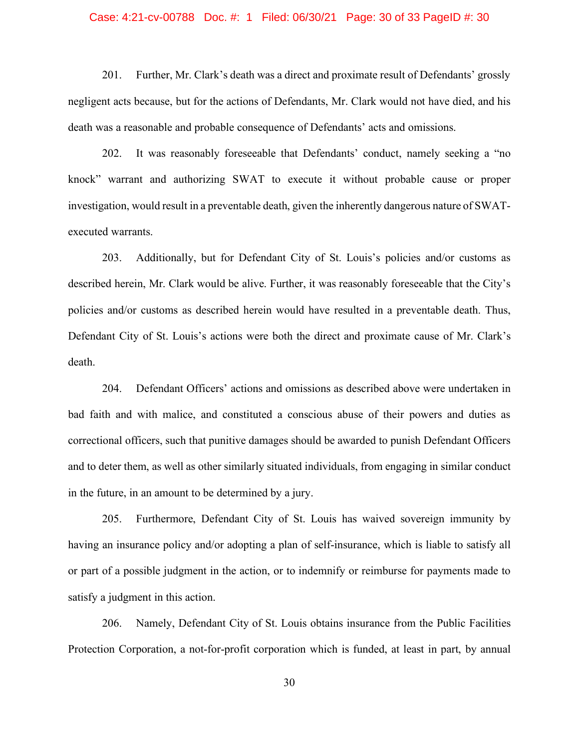201. Further, Mr. Clark's death was a direct and proximate result of Defendants' grossly negligent acts because, but for the actions of Defendants, Mr. Clark would not have died, and his death was a reasonable and probable consequence of Defendants' acts and omissions.

202. It was reasonably foreseeable that Defendants' conduct, namely seeking a "no knock" warrant and authorizing SWAT to execute it without probable cause or proper investigation, would result in a preventable death, given the inherently dangerous nature of SWAT-executed warrants.

203. Additionally, but for Defendant City of St. Louis's policies and/or customs as described herein, Mr. Clark would be alive. Further, it was reasonably foreseeable that the City's policies and/or customs as described herein would have resulted in a preventable death. Thus, Defendant City of St. Louis's actions were both the direct and proximate cause of Mr. Clark's death.

204. Defendant Officers' actions and omissions as described above were undertaken in bad faith and with malice, and constituted a conscious abuse of their powers and duties as correctional officers, such that punitive damages should be awarded to punish Defendant Officers and to deter them, as well as other similarly situated individuals, from engaging in similar conduct in the future, in an amount to be determined by a jury.

205. Furthermore, Defendant City of St. Louis has waived sovereign immunity by having an insurance policy and/or adopting a plan of self-insurance, which is liable to satisfy all or part of a possible judgment in the action, or to indemnify or reimburse for payments made to satisfy a judgment in this action.

206. Namely, Defendant City of St. Louis obtains insurance from the Public Facilities Protection Corporation, a not-for-profit corporation which is funded, at least in part, by annual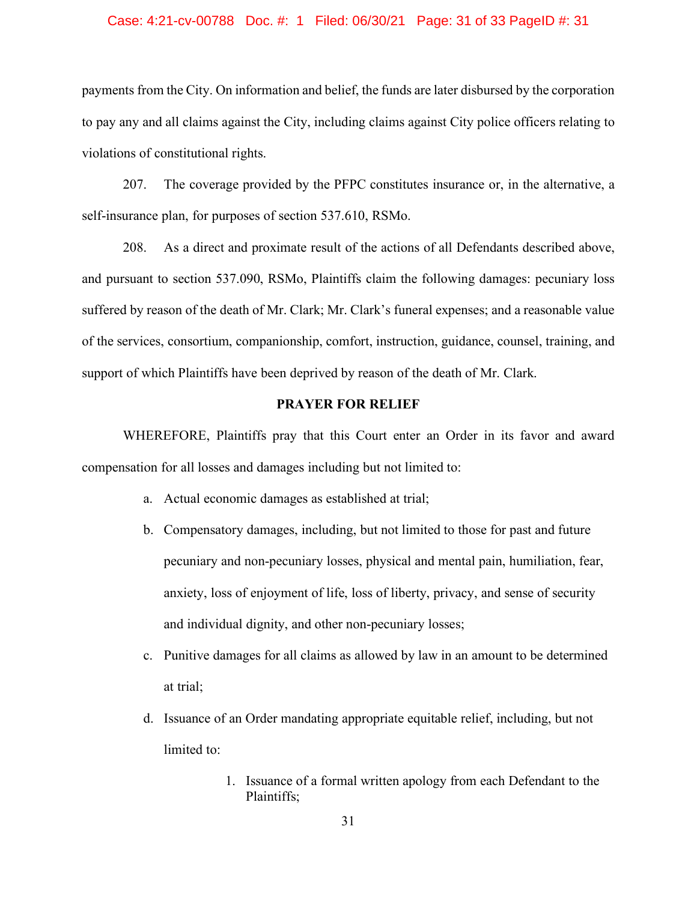payments from the City. On information and belief, the funds are later disbursed by the corporation to pay any and all claims against the City, including claims against City police officers relating to violations of constitutional rights.

207. The coverage provided by the PFPC constitutes insurance or, in the alternative, a self-insurance plan, for purposes of section 537.610, RSMo.

208. As a direct and proximate result of the actions of all Defendants described above, and pursuant to section 537.090, RSMo, Plaintiffs claim the following damages: pecuniary loss suffered by reason of the death of Mr. Clark; Mr. Clark's funeral expenses; and a reasonable value of the services, consortium, companionship, comfort, instruction, guidance, counsel, training, and support of which Plaintiffs have been deprived by reason of the death of Mr. Clark.

**PRAYER FOR RELIEF**

WHEREFORE, Plaintiffs pray that this Court enter an Order in its favor and award compensation for all losses and damages including but not limited to:

a. Actual economic damages as established at trial;

b. Compensatory damages, including, but not limited to those for past and future pecuniary and non-pecuniary losses, physical and mental pain, humiliation, fear, anxiety, loss of enjoyment of life, loss of liberty, privacy, and sense of security and individual dignity, and other non-pecuniary losses;

c. Punitive damages for all claims as allowed by law in an amount to be determined at trial;

d. Issuance of an Order mandating appropriate equitable relief, including, but not limited to:

   1. Issuance of a formal written apology from each Defendant to the Plaintiffs;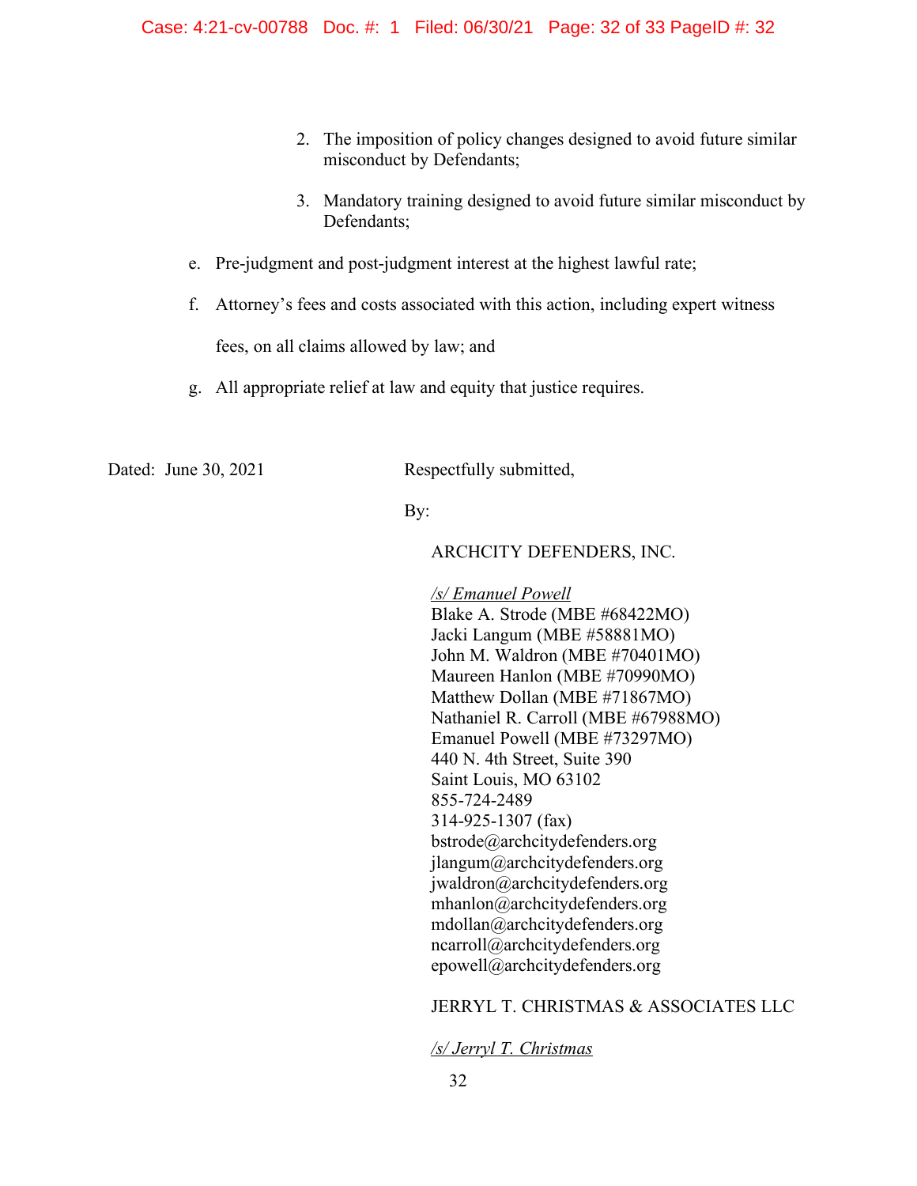2. The imposition of policy changes designed to avoid future similar misconduct by Defendants;

3. Mandatory training designed to avoid future similar misconduct by Defendants;

e. Pre-judgment and post-judgment interest at the highest lawful rate;

f. Attorney's fees and costs associated with this action, including expert witness fees, on all claims allowed by law; and

g. All appropriate relief at law and equity that justice requires.

Dated: June 30, 2021

Respectfully submitted,

By:

ARCHCITY DEFENDERS, INC.

*/s/ Emanuel Powell*
Blake A. Strode (MBE #68422MO)
Jacki Langum (MBE #58881MO)
John M. Waldron (MBE #70401MO)
Maureen Hanlon (MBE #70990MO)
Matthew Dollan (MBE #71867MO)
Nathaniel R. Carroll (MBE #67988MO)
Emanuel Powell (MBE #73297MO)
440 N. 4th Street, Suite 390
Saint Louis, MO 63102
855-724-2489
314-925-1307 (fax)
bstrode@archcitydefenders.org
jlangum@archcitydefenders.org
jwaldron@archcitydefenders.org
mhanlon@archcitydefenders.org
mdollan@archcitydefenders.org
ncarroll@archcitydefenders.org
epowell@archcitydefenders.org

JERRYL T. CHRISTMAS & ASSOCIATES LLC

*/s/ Jerryl T. Christmas*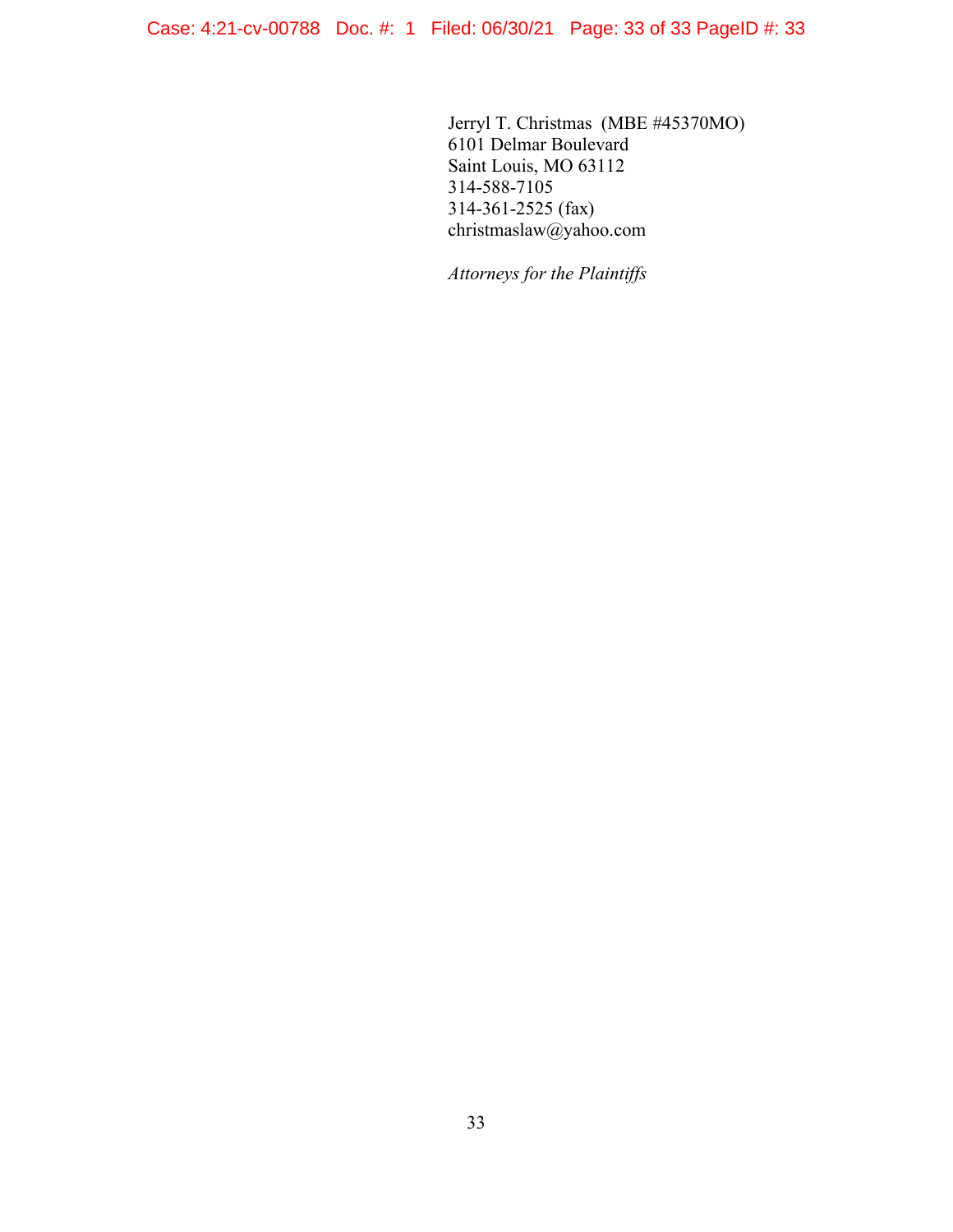Jerryl T. Christmas (MBE #45370MO)
6101 Delmar Boulevard
Saint Louis, MO 63112
314-588-7105
314-361-2525 (fax)
christmaslaw@yahoo.com

*Attorneys for the Plaintiffs*